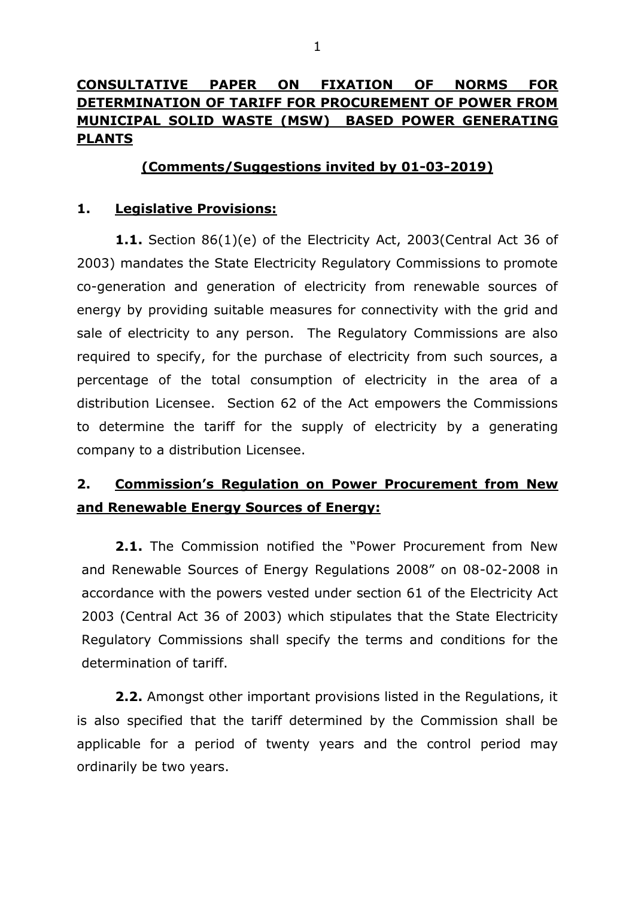# CONSULTATIVE PAPER ON FIXATION OF NORMS FOR DETERMINATION OF TARIFF FOR PROCUREMENT OF POWER FROM MUNICIPAL SOLID WASTE (MSW) BASED POWER GENERATING PLANTS

**(Comments/Suggestions invited by 01-03-2019)**

## 1. Legislative Provisions:

**1.1.** Section 86(1)(e) of the Electricity Act, 2003(Central Act 36 of 2003) mandates the State Electricity Regulatory Commissions to promote co-generation and generation of electricity from renewable sources of energy by providing suitable measures for connectivity with the grid and sale of electricity to any person. The Regulatory Commissions are also required to specify, for the purchase of electricity from such sources, a percentage of the total consumption of electricity in the area of a distribution Licensee. Section 62 of the Act empowers the Commissions to determine the tariff for the supply of electricity by a generating company to a distribution Licensee.

## 2. Commission's Regulation on Power Procurement from New and Renewable Energy Sources of Energy:

**2.1.** The Commission notified the "Power Procurement from New and Renewable Sources of Energy Regulations 2008" on 08-02-2008 in accordance with the powers vested under section 61 of the Electricity Act 2003 (Central Act 36 of 2003) which stipulates that the State Electricity Regulatory Commissions shall specify the terms and conditions for the determination of tariff.

**2.2.** Amongst other important provisions listed in the Regulations, it is also specified that the tariff determined by the Commission shall be applicable for a period of twenty years and the control period may ordinarily be two years.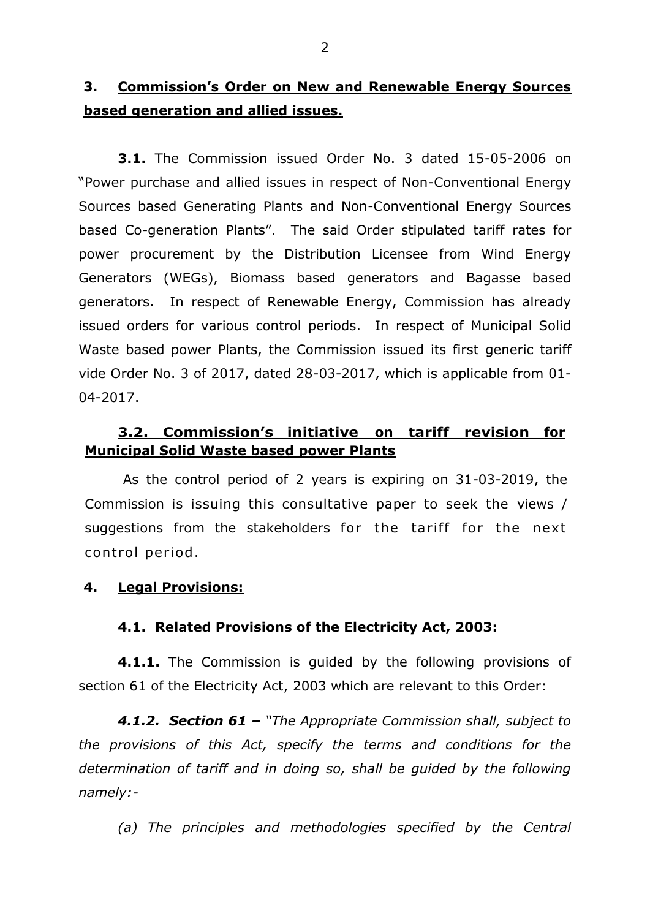## 3. Commission's Order on New and Renewable Energy Sources based generation and allied issues.

**3.1.** The Commission issued Order No. 3 dated 15-05-2006 on "Power purchase and allied issues in respect of Non-Conventional Energy Sources based Generating Plants and Non-Conventional Energy Sources based Co-generation Plants". The said Order stipulated tariff rates for power procurement by the Distribution Licensee from Wind Energy Generators (WEGs), Biomass based generators and Bagasse based generators. In respect of Renewable Energy, Commission has already issued orders for various control periods. In respect of Municipal Solid Waste based power Plants, the Commission issued its first generic tariff vide Order No. 3 of 2017, dated 28-03-2017, which is applicable from 01-04-2017.

### 3.2. Commission's initiative on tariff revision for Municipal Solid Waste based power Plants

As the control period of 2 years is expiring on 31-03-2019, the Commission is issuing this consultative paper to seek the views / suggestions from the stakeholders for the tariff for the next control period.

## 4. Legal Provisions:

### 4.1. Related Provisions of the Electricity Act, 2003:

**4.1.1.** The Commission is guided by the following provisions of section 61 of the Electricity Act, 2003 which are relevant to this Order:

***4.1.2. Section 61 –*** *"The Appropriate Commission shall, subject to the provisions of this Act, specify the terms and conditions for the determination of tariff and in doing so, shall be guided by the following namely:-*

*(a) The principles and methodologies specified by the Central*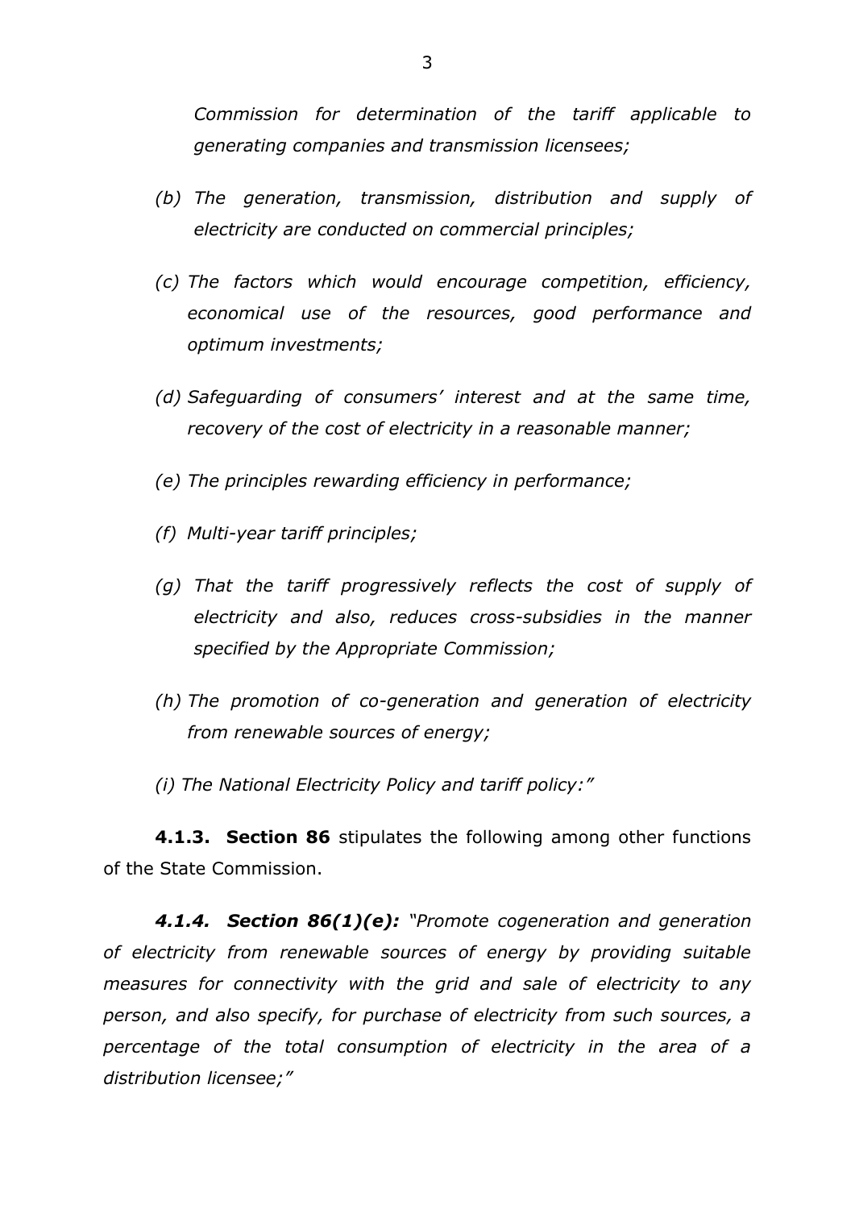*Commission for determination of the tariff applicable to generating companies and transmission licensees;*

*(b) The generation, transmission, distribution and supply of electricity are conducted on commercial principles;*

*(c) The factors which would encourage competition, efficiency, economical use of the resources, good performance and optimum investments;*

*(d) Safeguarding of consumers' interest and at the same time, recovery of the cost of electricity in a reasonable manner;*

*(e) The principles rewarding efficiency in performance;*

*(f) Multi-year tariff principles;*

*(g) That the tariff progressively reflects the cost of supply of electricity and also, reduces cross-subsidies in the manner specified by the Appropriate Commission;*

*(h) The promotion of co-generation and generation of electricity from renewable sources of energy;*

*(i) The National Electricity Policy and tariff policy:"*

**4.1.3. Section 86** stipulates the following among other functions of the State Commission.

***4.1.4. Section 86(1)(e):*** *"Promote cogeneration and generation of electricity from renewable sources of energy by providing suitable measures for connectivity with the grid and sale of electricity to any person, and also specify, for purchase of electricity from such sources, a percentage of the total consumption of electricity in the area of a distribution licensee;"*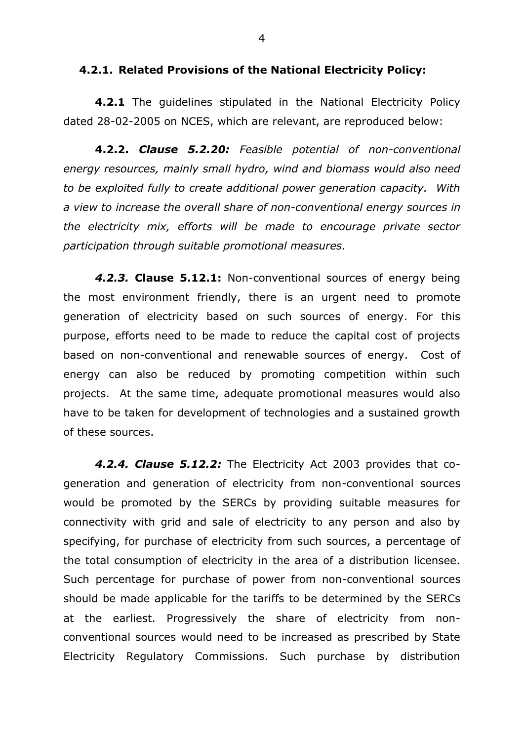### 4.2.1. Related Provisions of the National Electricity Policy:

**4.2.1** The guidelines stipulated in the National Electricity Policy dated 28-02-2005 on NCES, which are relevant, are reproduced below:

**4.2.2.** ***Clause 5.2.20:*** *Feasible potential of non-conventional energy resources, mainly small hydro, wind and biomass would also need to be exploited fully to create additional power generation capacity. With a view to increase the overall share of non-conventional energy sources in the electricity mix, efforts will be made to encourage private sector participation through suitable promotional measures.*

***4.2.3.*** **Clause 5.12.1:** Non-conventional sources of energy being the most environment friendly, there is an urgent need to promote generation of electricity based on such sources of energy. For this purpose, efforts need to be made to reduce the capital cost of projects based on non-conventional and renewable sources of energy. Cost of energy can also be reduced by promoting competition within such projects. At the same time, adequate promotional measures would also have to be taken for development of technologies and a sustained growth of these sources.

***4.2.4. Clause 5.12.2:*** The Electricity Act 2003 provides that co-generation and generation of electricity from non-conventional sources would be promoted by the SERCs by providing suitable measures for connectivity with grid and sale of electricity to any person and also by specifying, for purchase of electricity from such sources, a percentage of the total consumption of electricity in the area of a distribution licensee. Such percentage for purchase of power from non-conventional sources should be made applicable for the tariffs to be determined by the SERCs at the earliest. Progressively the share of electricity from non-conventional sources would need to be increased as prescribed by State Electricity Regulatory Commissions. Such purchase by distribution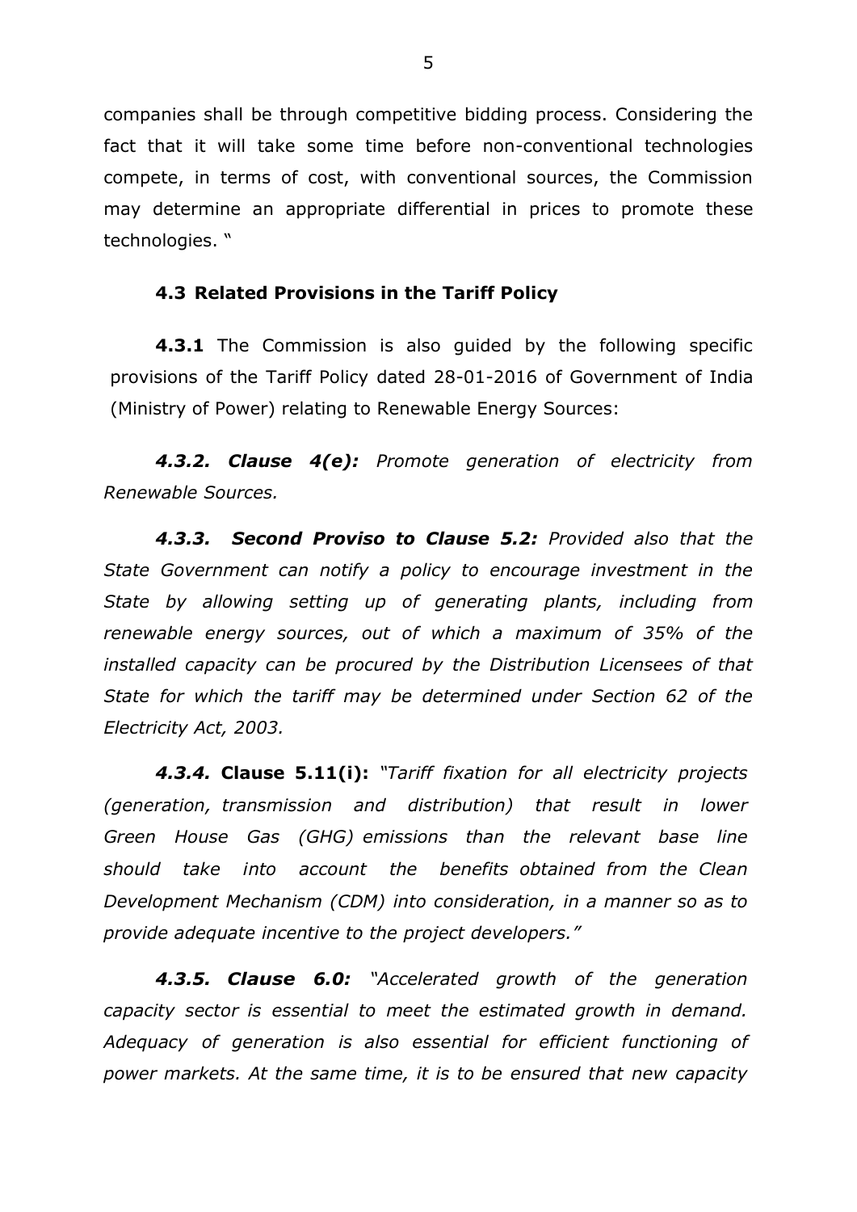companies shall be through competitive bidding process. Considering the fact that it will take some time before non-conventional technologies compete, in terms of cost, with conventional sources, the Commission may determine an appropriate differential in prices to promote these technologies. "

### 4.3 Related Provisions in the Tariff Policy

**4.3.1** The Commission is also guided by the following specific provisions of the Tariff Policy dated 28-01-2016 of Government of India (Ministry of Power) relating to Renewable Energy Sources:

***4.3.2. Clause 4(e):*** *Promote generation of electricity from Renewable Sources.*

***4.3.3. Second Proviso to Clause 5.2:*** *Provided also that the State Government can notify a policy to encourage investment in the State by allowing setting up of generating plants, including from renewable energy sources, out of which a maximum of 35% of the installed capacity can be procured by the Distribution Licensees of that State for which the tariff may be determined under Section 62 of the Electricity Act, 2003.*

***4.3.4.*** **Clause 5.11(i):** *"Tariff fixation for all electricity projects (generation, transmission and distribution) that result in lower Green House Gas (GHG) emissions than the relevant base line should take into account the benefits obtained from the Clean Development Mechanism (CDM) into consideration, in a manner so as to provide adequate incentive to the project developers."*

***4.3.5. Clause 6.0:*** *"Accelerated growth of the generation capacity sector is essential to meet the estimated growth in demand. Adequacy of generation is also essential for efficient functioning of power markets. At the same time, it is to be ensured that new capacity*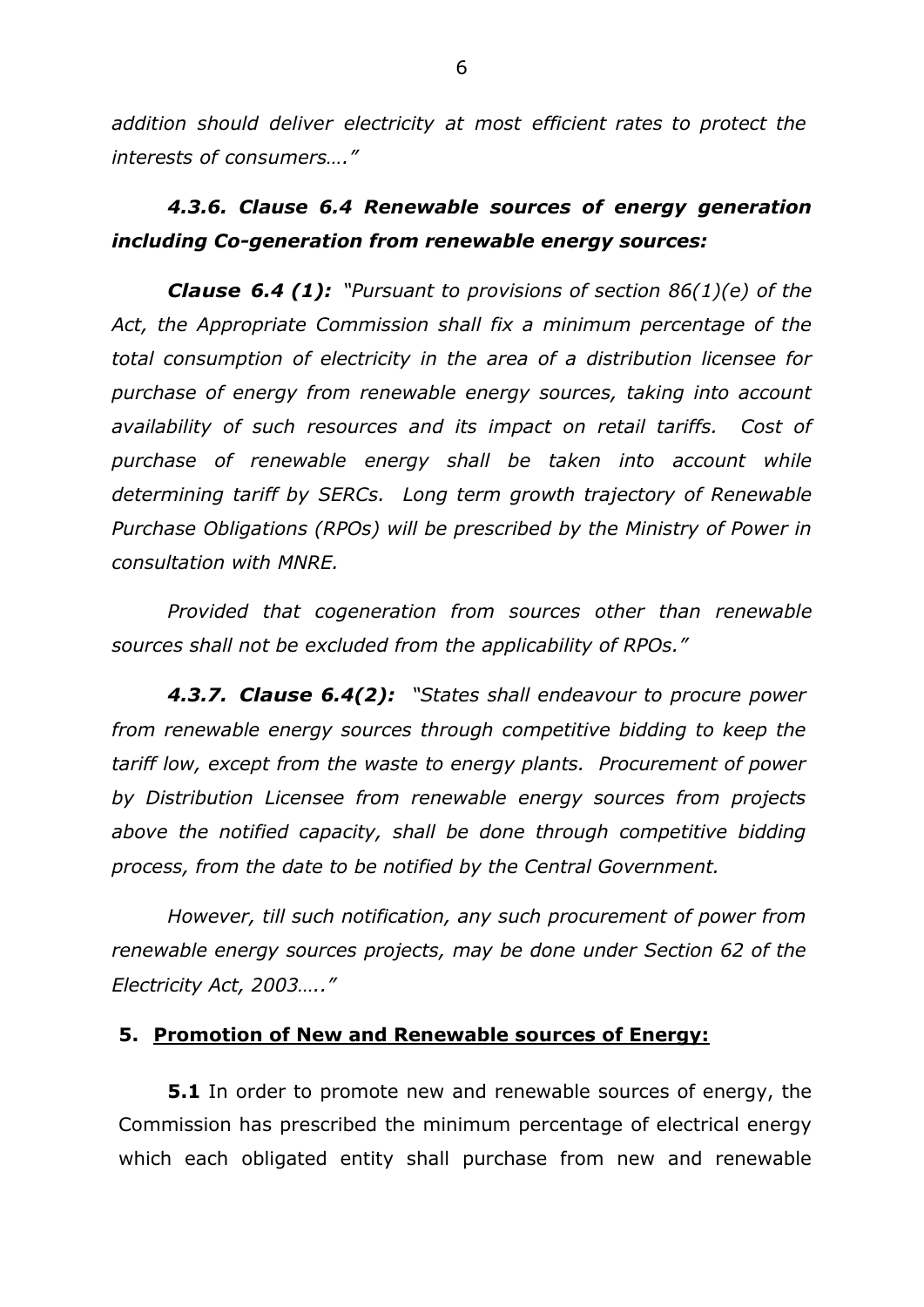*addition should deliver electricity at most efficient rates to protect the interests of consumers…."*

### *4.3.6. Clause 6.4 Renewable sources of energy generation including Co-generation from renewable energy sources:*

***Clause 6.4 (1):*** *"Pursuant to provisions of section 86(1)(e) of the Act, the Appropriate Commission shall fix a minimum percentage of the total consumption of electricity in the area of a distribution licensee for purchase of energy from renewable energy sources, taking into account availability of such resources and its impact on retail tariffs. Cost of purchase of renewable energy shall be taken into account while determining tariff by SERCs. Long term growth trajectory of Renewable Purchase Obligations (RPOs) will be prescribed by the Ministry of Power in consultation with MNRE.*

*Provided that cogeneration from sources other than renewable sources shall not be excluded from the applicability of RPOs."*

***4.3.7. Clause 6.4(2):*** *"States shall endeavour to procure power from renewable energy sources through competitive bidding to keep the tariff low, except from the waste to energy plants. Procurement of power by Distribution Licensee from renewable energy sources from projects above the notified capacity, shall be done through competitive bidding process, from the date to be notified by the Central Government.*

*However, till such notification, any such procurement of power from renewable energy sources projects, may be done under Section 62 of the Electricity Act, 2003….."*

## 5. <u>Promotion of New and Renewable sources of Energy:</u>

**5.1** In order to promote new and renewable sources of energy, the Commission has prescribed the minimum percentage of electrical energy which each obligated entity shall purchase from new and renewable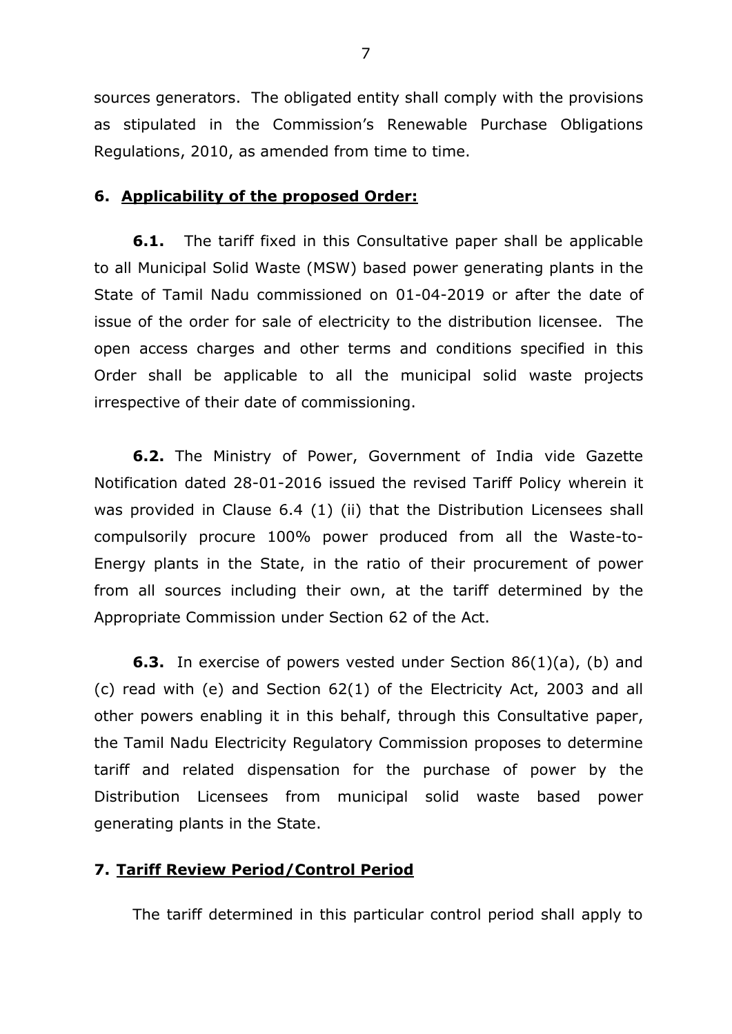sources generators. The obligated entity shall comply with the provisions as stipulated in the Commission's Renewable Purchase Obligations Regulations, 2010, as amended from time to time.

## 6. Applicability of the proposed Order:

**6.1.** The tariff fixed in this Consultative paper shall be applicable to all Municipal Solid Waste (MSW) based power generating plants in the State of Tamil Nadu commissioned on 01-04-2019 or after the date of issue of the order for sale of electricity to the distribution licensee. The open access charges and other terms and conditions specified in this Order shall be applicable to all the municipal solid waste projects irrespective of their date of commissioning.

**6.2.** The Ministry of Power, Government of India vide Gazette Notification dated 28-01-2016 issued the revised Tariff Policy wherein it was provided in Clause 6.4 (1) (ii) that the Distribution Licensees shall compulsorily procure 100% power produced from all the Waste-to-Energy plants in the State, in the ratio of their procurement of power from all sources including their own, at the tariff determined by the Appropriate Commission under Section 62 of the Act.

**6.3.** In exercise of powers vested under Section 86(1)(a), (b) and (c) read with (e) and Section 62(1) of the Electricity Act, 2003 and all other powers enabling it in this behalf, through this Consultative paper, the Tamil Nadu Electricity Regulatory Commission proposes to determine tariff and related dispensation for the purchase of power by the Distribution Licensees from municipal solid waste based power generating plants in the State.

## 7. Tariff Review Period/Control Period

The tariff determined in this particular control period shall apply to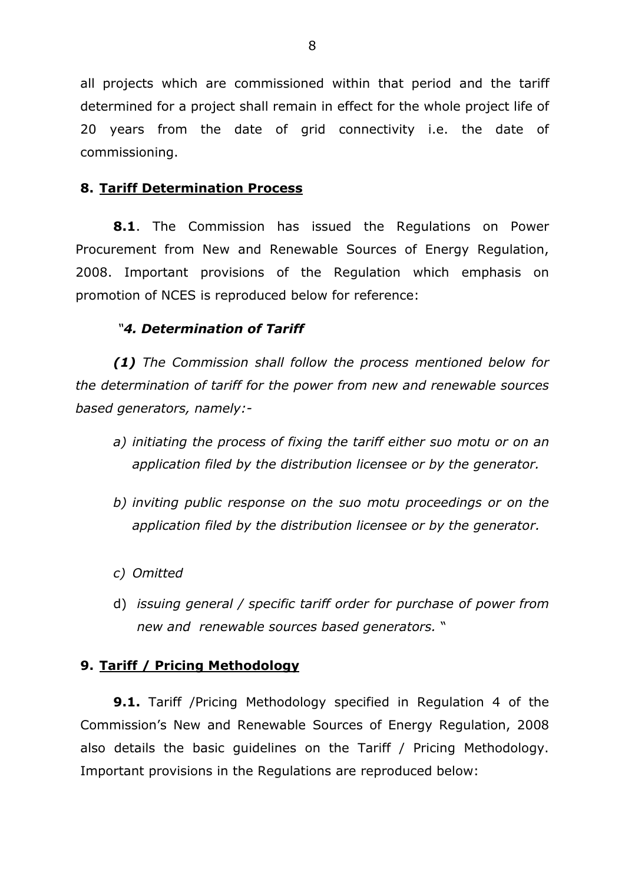all projects which are commissioned within that period and the tariff determined for a project shall remain in effect for the whole project life of 20 years from the date of grid connectivity i.e. the date of commissioning.

## 8. <u>Tariff Determination Process</u>

**8.1**. The Commission has issued the Regulations on Power Procurement from New and Renewable Sources of Energy Regulation, 2008. Important provisions of the Regulation which emphasis on promotion of NCES is reproduced below for reference:

*"**4. Determination of Tariff***

***(1)*** *The Commission shall follow the process mentioned below for the determination of tariff for the power from new and renewable sources based generators, namely:-*

*a) initiating the process of fixing the tariff either suo motu or on an application filed by the distribution licensee or by the generator.*

*b) inviting public response on the suo motu proceedings or on the application filed by the distribution licensee or by the generator.*

*c) Omitted*

d) *issuing general / specific tariff order for purchase of power from new and renewable sources based generators.* "

## 9. <u>Tariff / Pricing Methodology</u>

**9.1.** Tariff /Pricing Methodology specified in Regulation 4 of the Commission's New and Renewable Sources of Energy Regulation, 2008 also details the basic guidelines on the Tariff / Pricing Methodology. Important provisions in the Regulations are reproduced below: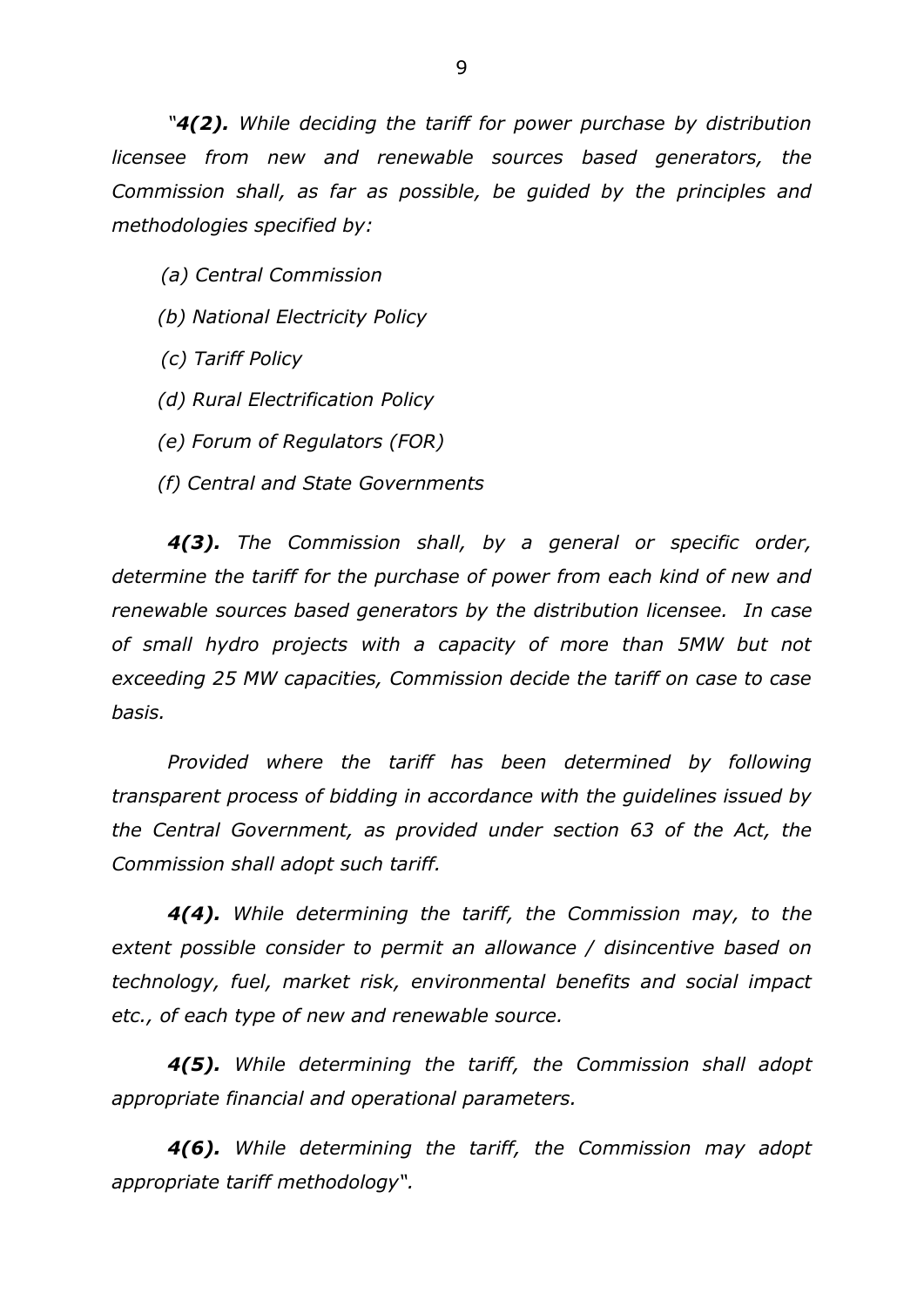*"**4(2).** While deciding the tariff for power purchase by distribution licensee from new and renewable sources based generators, the Commission shall, as far as possible, be guided by the principles and methodologies specified by:*

*(a) Central Commission*

*(b) National Electricity Policy*

*(c) Tariff Policy*

*(d) Rural Electrification Policy*

*(e) Forum of Regulators (FOR)*

*(f) Central and State Governments*

***4(3).** The Commission shall, by a general or specific order, determine the tariff for the purchase of power from each kind of new and renewable sources based generators by the distribution licensee. In case of small hydro projects with a capacity of more than 5MW but not exceeding 25 MW capacities, Commission decide the tariff on case to case basis.*

*Provided where the tariff has been determined by following transparent process of bidding in accordance with the guidelines issued by the Central Government, as provided under section 63 of the Act, the Commission shall adopt such tariff.*

***4(4).** While determining the tariff, the Commission may, to the extent possible consider to permit an allowance / disincentive based on technology, fuel, market risk, environmental benefits and social impact etc., of each type of new and renewable source.*

***4(5).** While determining the tariff, the Commission shall adopt appropriate financial and operational parameters.*

***4(6).** While determining the tariff, the Commission may adopt appropriate tariff methodology".*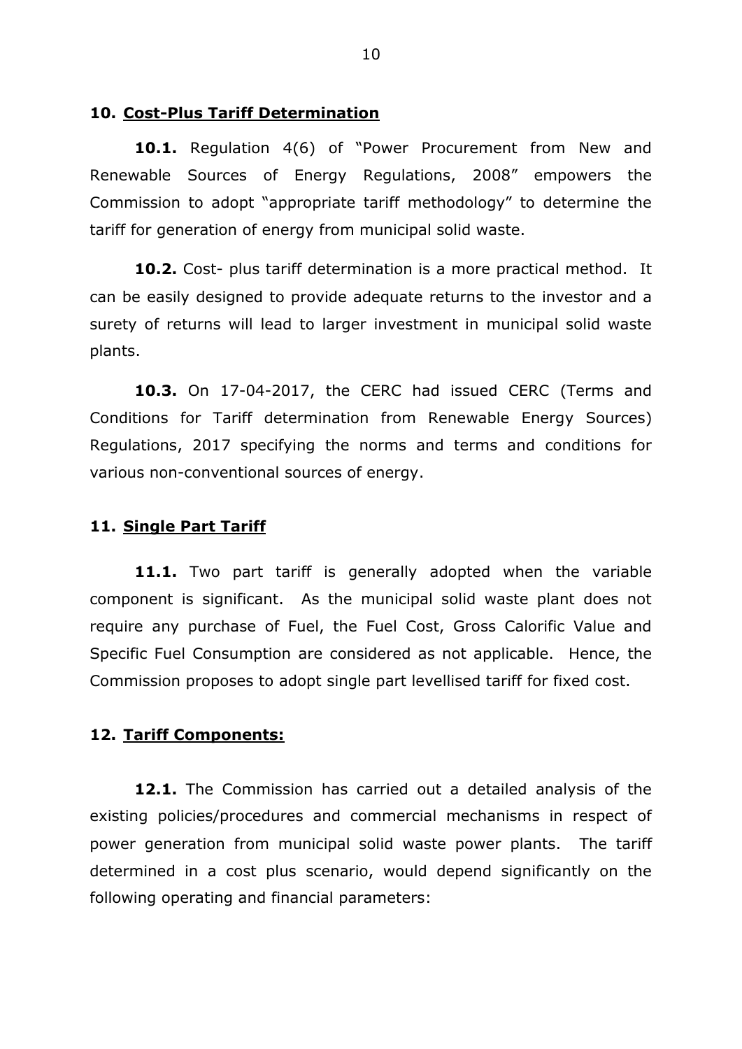## 10. Cost-Plus Tariff Determination

**10.1.** Regulation 4(6) of "Power Procurement from New and Renewable Sources of Energy Regulations, 2008" empowers the Commission to adopt "appropriate tariff methodology" to determine the tariff for generation of energy from municipal solid waste.

**10.2.** Cost- plus tariff determination is a more practical method. It can be easily designed to provide adequate returns to the investor and a surety of returns will lead to larger investment in municipal solid waste plants.

**10.3.** On 17-04-2017, the CERC had issued CERC (Terms and Conditions for Tariff determination from Renewable Energy Sources) Regulations, 2017 specifying the norms and terms and conditions for various non-conventional sources of energy.

## 11. Single Part Tariff

**11.1.** Two part tariff is generally adopted when the variable component is significant. As the municipal solid waste plant does not require any purchase of Fuel, the Fuel Cost, Gross Calorific Value and Specific Fuel Consumption are considered as not applicable. Hence, the Commission proposes to adopt single part levellised tariff for fixed cost.

## 12. Tariff Components:

**12.1.** The Commission has carried out a detailed analysis of the existing policies/procedures and commercial mechanisms in respect of power generation from municipal solid waste power plants. The tariff determined in a cost plus scenario, would depend significantly on the following operating and financial parameters: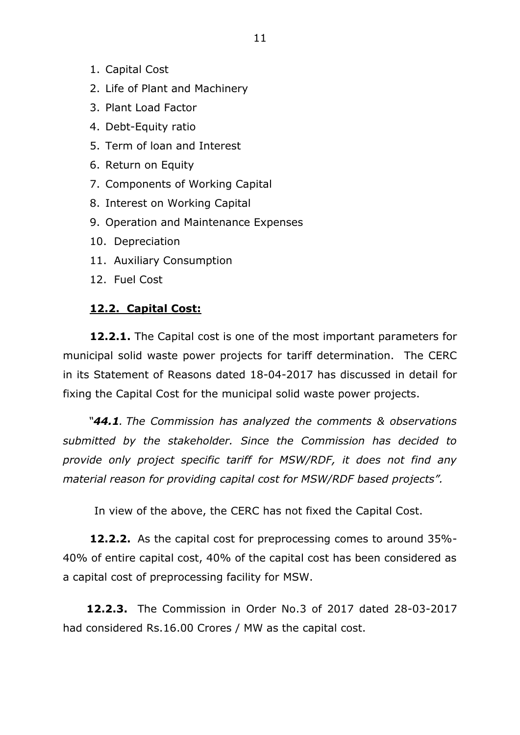1. Capital Cost
2. Life of Plant and Machinery
3. Plant Load Factor
4. Debt-Equity ratio
5. Term of loan and Interest
6. Return on Equity
7. Components of Working Capital
8. Interest on Working Capital
9. Operation and Maintenance Expenses
10. Depreciation
11. Auxiliary Consumption
12. Fuel Cost

**12.2. Capital Cost:**

**12.2.1.** The Capital cost is one of the most important parameters for municipal solid waste power projects for tariff determination. The CERC in its Statement of Reasons dated 18-04-2017 has discussed in detail for fixing the Capital Cost for the municipal solid waste power projects.

*"**44.1**. The Commission has analyzed the comments & observations submitted by the stakeholder. Since the Commission has decided to provide only project specific tariff for MSW/RDF, it does not find any material reason for providing capital cost for MSW/RDF based projects".*

In view of the above, the CERC has not fixed the Capital Cost.

**12.2.2.** As the capital cost for preprocessing comes to around 35%-40% of entire capital cost, 40% of the capital cost has been considered as a capital cost of preprocessing facility for MSW.

**12.2.3.** The Commission in Order No.3 of 2017 dated 28-03-2017 had considered Rs.16.00 Crores / MW as the capital cost.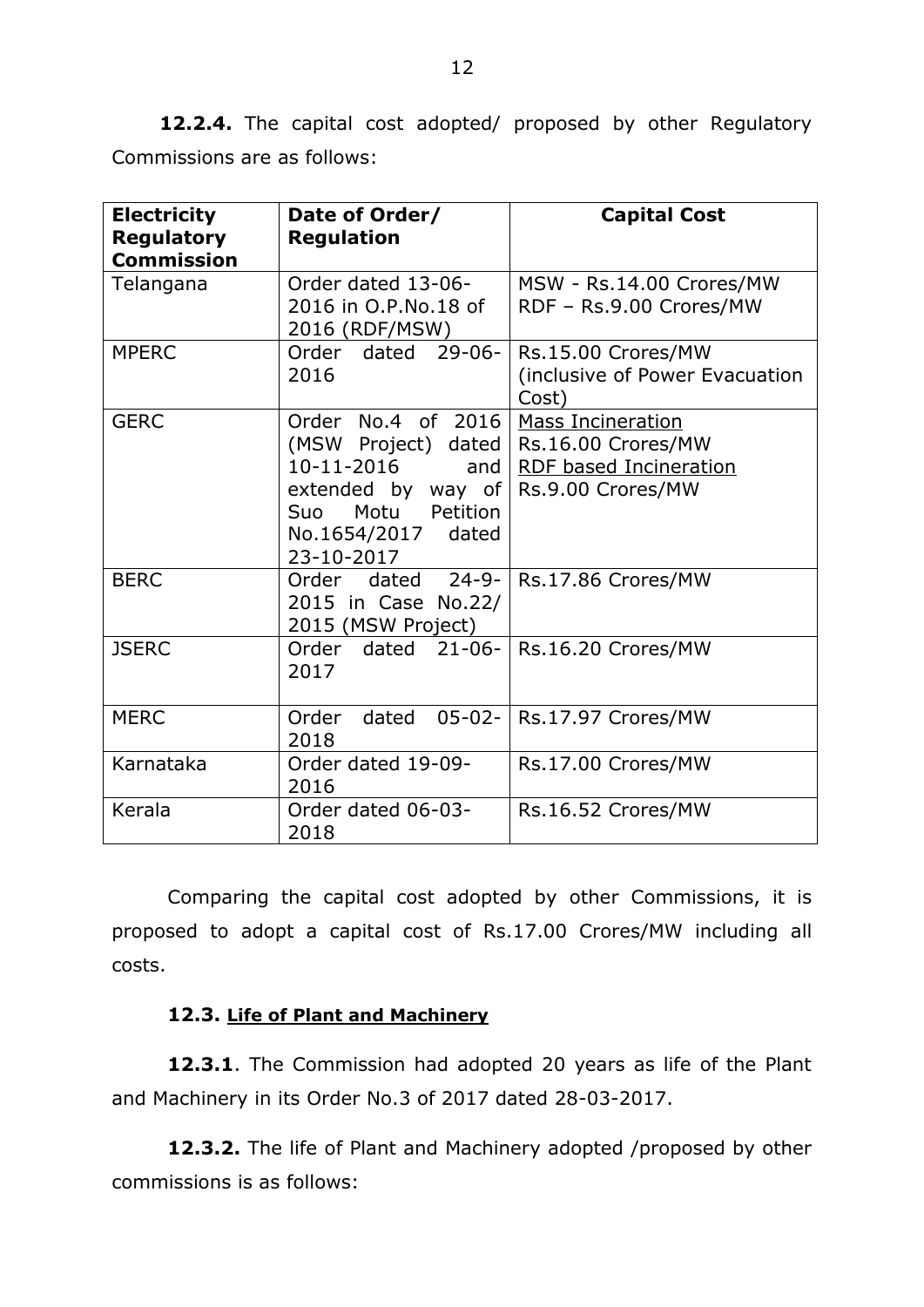**12.2.4.** The capital cost adopted/ proposed by other Regulatory Commissions are as follows:

| Electricity Regulatory Commission | Date of Order/ Regulation | Capital Cost |
|---|---|---|
| Telangana | Order dated 13-06-2016 in O.P.No.18 of 2016 (RDF/MSW) | MSW - Rs.14.00 Crores/MW<br>RDF – Rs.9.00 Crores/MW |
| MPERC | Order dated 29-06-2016 | Rs.15.00 Crores/MW (inclusive of Power Evacuation Cost) |
| GERC | Order No.4 of 2016 (MSW Project) dated 10-11-2016 and extended by way of Suo Motu Petition No.1654/2017 dated 23-10-2017 | Mass Incineration<br>Rs.16.00 Crores/MW<br>RDF based Incineration<br>Rs.9.00 Crores/MW |
| BERC | Order dated 24-9-2015 in Case No.22/ 2015 (MSW Project) | Rs.17.86 Crores/MW |
| JSERC | Order dated 21-06-2017 | Rs.16.20 Crores/MW |
| MERC | Order dated 05-02-2018 | Rs.17.97 Crores/MW |
| Karnataka | Order dated 19-09-2016 | Rs.17.00 Crores/MW |
| Kerala | Order dated 06-03-2018 | Rs.16.52 Crores/MW |

Comparing the capital cost adopted by other Commissions, it is proposed to adopt a capital cost of Rs.17.00 Crores/MW including all costs.

### 12.3. Life of Plant and Machinery

**12.3.1**. The Commission had adopted 20 years as life of the Plant and Machinery in its Order No.3 of 2017 dated 28-03-2017.

**12.3.2.** The life of Plant and Machinery adopted /proposed by other commissions is as follows: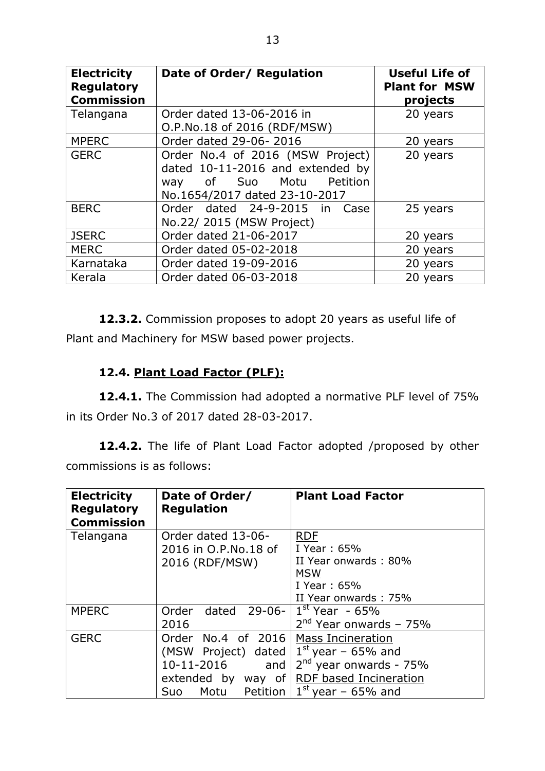| Electricity Regulatory Commission | Date of Order/ Regulation | Useful Life of Plant for MSW projects |
|---|---|---|
| Telangana | Order dated 13-06-2016 in O.P.No.18 of 2016 (RDF/MSW) | 20 years |
| MPERC | Order dated 29-06- 2016 | 20 years |
| GERC | Order No.4 of 2016 (MSW Project) dated 10-11-2016 and extended by way of Suo Motu Petition No.1654/2017 dated 23-10-2017 | 20 years |
| BERC | Order dated 24-9-2015 in Case No.22/ 2015 (MSW Project) | 25 years |
| JSERC | Order dated 21-06-2017 | 20 years |
| MERC | Order dated 05-02-2018 | 20 years |
| Karnataka | Order dated 19-09-2016 | 20 years |
| Kerala | Order dated 06-03-2018 | 20 years |

**12.3.2.** Commission proposes to adopt 20 years as useful life of Plant and Machinery for MSW based power projects.

**12.4. Plant Load Factor (PLF):**

**12.4.1.** The Commission had adopted a normative PLF level of 75% in its Order No.3 of 2017 dated 28-03-2017.

**12.4.2.** The life of Plant Load Factor adopted /proposed by other commissions is as follows:

| Electricity Regulatory Commission | Date of Order/ Regulation | Plant Load Factor |
|---|---|---|
| Telangana | Order dated 13-06-2016 in O.P.No.18 of 2016 (RDF/MSW) | RDF<br>I Year : 65%<br>II Year onwards : 80%<br>MSW<br>I Year : 65%<br>II Year onwards : 75% |
| MPERC | Order dated 29-06-2016 | 1st Year - 65%<br>2nd Year onwards – 75% |
| GERC | Order No.4 of 2016 (MSW Project) dated 10-11-2016 and extended by way of Suo Motu Petition | Mass Incineration<br>1st year – 65% and<br>2nd year onwards - 75%<br>RDF based Incineration<br>1st year – 65% and |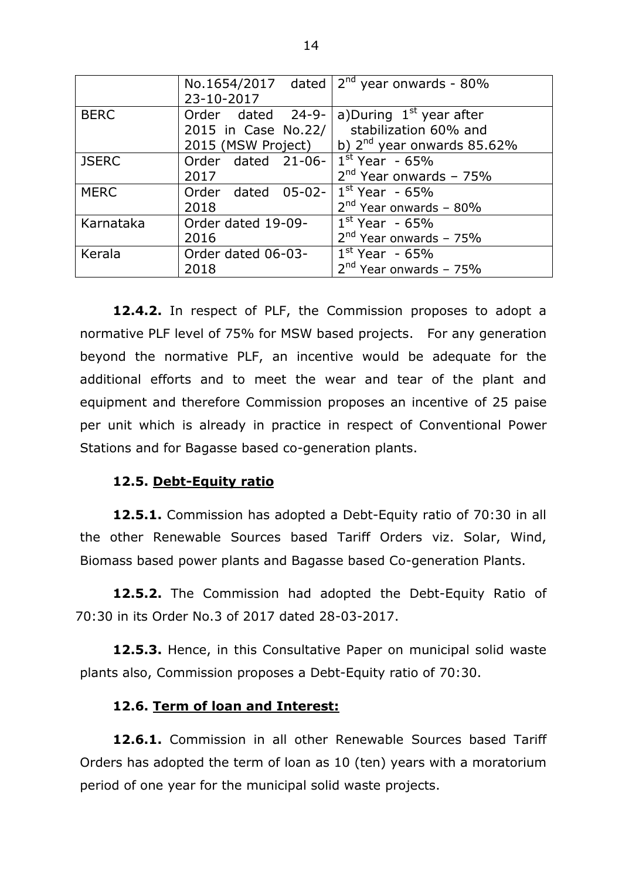|  | No.1654/2017 dated 23-10-2017 | 2nd year onwards - 80% |
|---|---|---|
| BERC | Order dated 24-9-2015 in Case No.22/ 2015 (MSW Project) | a)During 1st year after stabilization 60% and<br>b) 2nd year onwards 85.62% |
| JSERC | Order dated 21-06-2017 | 1st Year - 65%<br>2nd Year onwards – 75% |
| MERC | Order dated 05-02-2018 | 1st Year - 65%<br>2nd Year onwards – 80% |
| Karnataka | Order dated 19-09-2016 | 1st Year - 65%<br>2nd Year onwards – 75% |
| Kerala | Order dated 06-03-2018 | 1st Year - 65%<br>2nd Year onwards – 75% |

**12.4.2.** In respect of PLF, the Commission proposes to adopt a normative PLF level of 75% for MSW based projects. For any generation beyond the normative PLF, an incentive would be adequate for the additional efforts and to meet the wear and tear of the plant and equipment and therefore Commission proposes an incentive of 25 paise per unit which is already in practice in respect of Conventional Power Stations and for Bagasse based co-generation plants.

### 12.5. Debt-Equity ratio

**12.5.1.** Commission has adopted a Debt-Equity ratio of 70:30 in all the other Renewable Sources based Tariff Orders viz. Solar, Wind, Biomass based power plants and Bagasse based Co-generation Plants.

**12.5.2.** The Commission had adopted the Debt-Equity Ratio of 70:30 in its Order No.3 of 2017 dated 28-03-2017.

**12.5.3.** Hence, in this Consultative Paper on municipal solid waste plants also, Commission proposes a Debt-Equity ratio of 70:30.

### 12.6. Term of loan and Interest:

**12.6.1.** Commission in all other Renewable Sources based Tariff Orders has adopted the term of loan as 10 (ten) years with a moratorium period of one year for the municipal solid waste projects.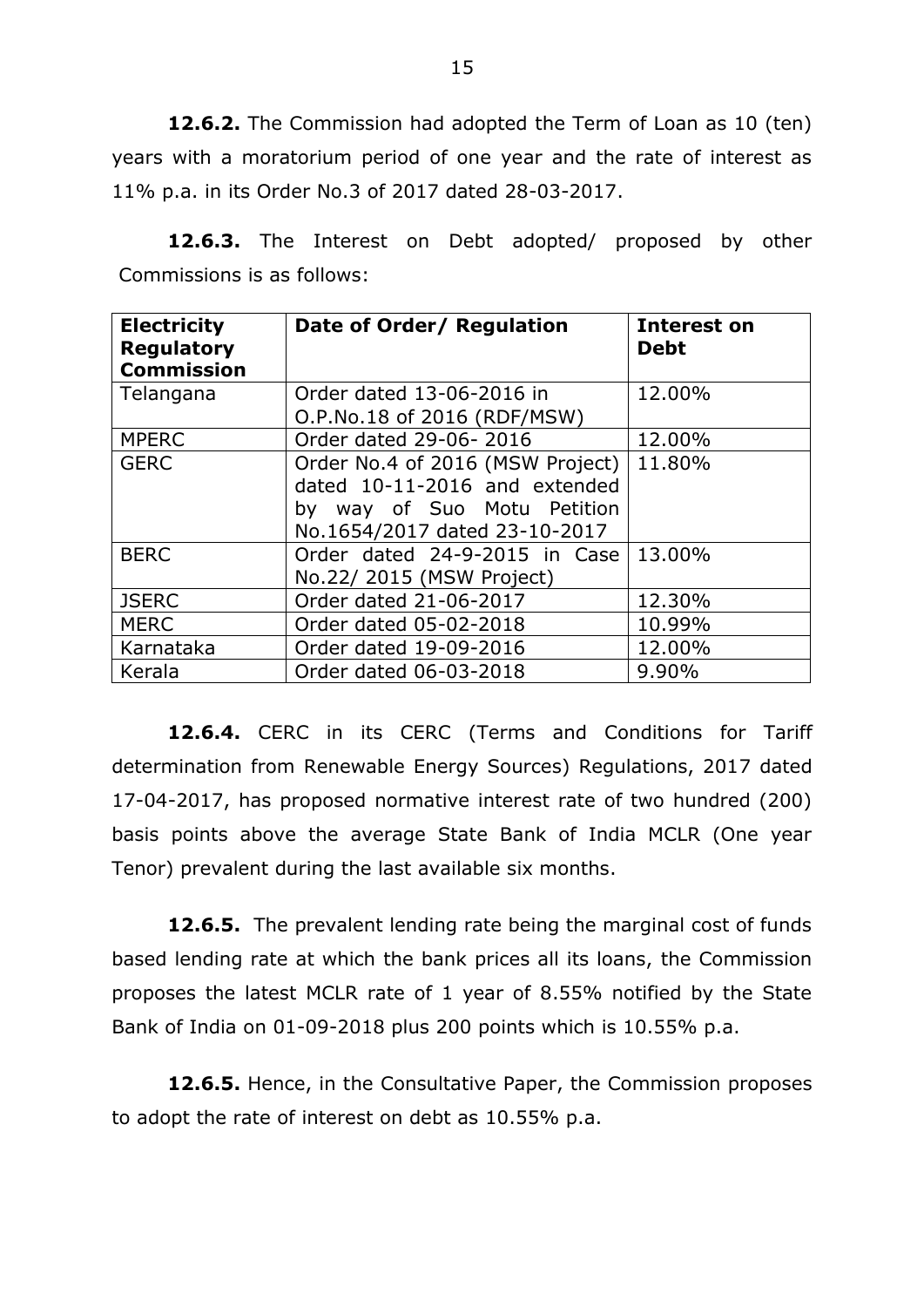**12.6.2.** The Commission had adopted the Term of Loan as 10 (ten) years with a moratorium period of one year and the rate of interest as 11% p.a. in its Order No.3 of 2017 dated 28-03-2017.

**12.6.3.** The Interest on Debt adopted/ proposed by other Commissions is as follows:

| **Electricity Regulatory Commission** | **Date of Order/ Regulation** | **Interest on Debt** |
|---|---|---|
| Telangana | Order dated 13-06-2016 in O.P.No.18 of 2016 (RDF/MSW) | 12.00% |
| MPERC | Order dated 29-06- 2016 | 12.00% |
| GERC | Order No.4 of 2016 (MSW Project) dated 10-11-2016 and extended by way of Suo Motu Petition No.1654/2017 dated 23-10-2017 | 11.80% |
| BERC | Order dated 24-9-2015 in Case No.22/ 2015 (MSW Project) | 13.00% |
| JSERC | Order dated 21-06-2017 | 12.30% |
| MERC | Order dated 05-02-2018 | 10.99% |
| Karnataka | Order dated 19-09-2016 | 12.00% |
| Kerala | Order dated 06-03-2018 | 9.90% |

**12.6.4.** CERC in its CERC (Terms and Conditions for Tariff determination from Renewable Energy Sources) Regulations, 2017 dated 17-04-2017, has proposed normative interest rate of two hundred (200) basis points above the average State Bank of India MCLR (One year Tenor) prevalent during the last available six months.

**12.6.5.** The prevalent lending rate being the marginal cost of funds based lending rate at which the bank prices all its loans, the Commission proposes the latest MCLR rate of 1 year of 8.55% notified by the State Bank of India on 01-09-2018 plus 200 points which is 10.55% p.a.

**12.6.5.** Hence, in the Consultative Paper, the Commission proposes to adopt the rate of interest on debt as 10.55% p.a.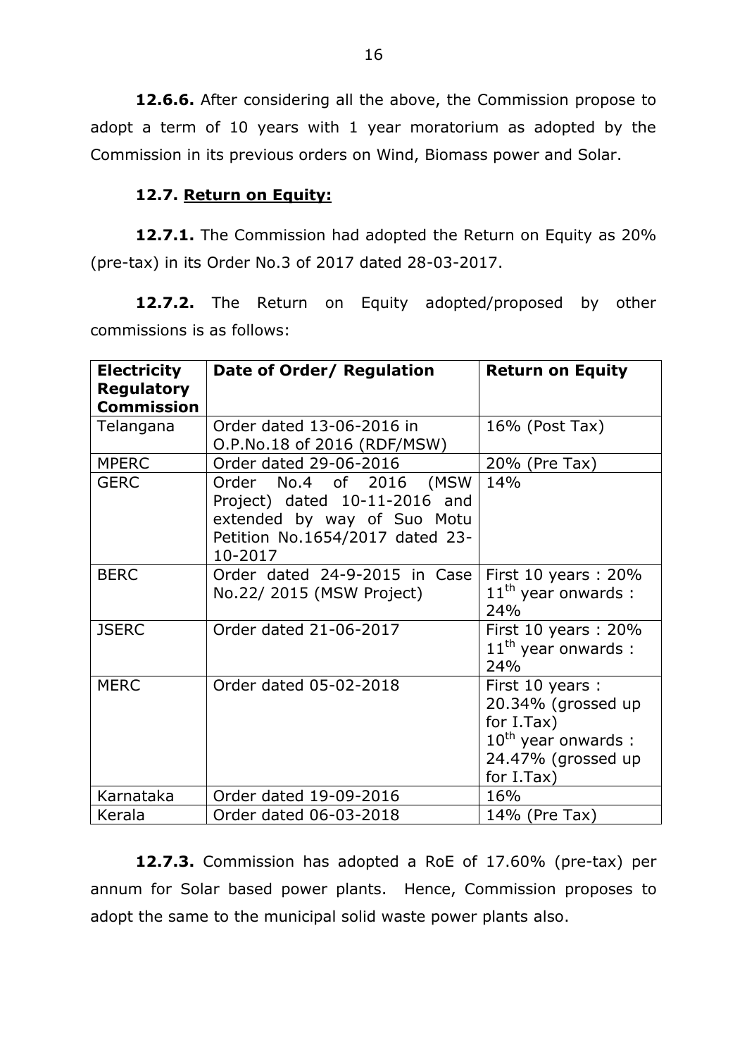**12.6.6.** After considering all the above, the Commission propose to adopt a term of 10 years with 1 year moratorium as adopted by the Commission in its previous orders on Wind, Biomass power and Solar.

### 12.7. Return on Equity:

**12.7.1.** The Commission had adopted the Return on Equity as 20% (pre-tax) in its Order No.3 of 2017 dated 28-03-2017.

**12.7.2.** The Return on Equity adopted/proposed by other commissions is as follows:

| Electricity Regulatory Commission | Date of Order/ Regulation | Return on Equity |
|---|---|---|
| Telangana | Order dated 13-06-2016 in O.P.No.18 of 2016 (RDF/MSW) | 16% (Post Tax) |
| MPERC | Order dated 29-06-2016 | 20% (Pre Tax) |
| GERC | Order No.4 of 2016 (MSW Project) dated 10-11-2016 and extended by way of Suo Motu Petition No.1654/2017 dated 23-10-2017 | 14% |
| BERC | Order dated 24-9-2015 in Case No.22/ 2015 (MSW Project) | First 10 years : 20%<br>11th year onwards : 24% |
| JSERC | Order dated 21-06-2017 | First 10 years : 20%<br>11th year onwards : 24% |
| MERC | Order dated 05-02-2018 | First 10 years : 20.34% (grossed up for I.Tax)<br>10th year onwards : 24.47% (grossed up for I.Tax) |
| Karnataka | Order dated 19-09-2016 | 16% |
| Kerala | Order dated 06-03-2018 | 14% (Pre Tax) |

**12.7.3.** Commission has adopted a RoE of 17.60% (pre-tax) per annum for Solar based power plants. Hence, Commission proposes to adopt the same to the municipal solid waste power plants also.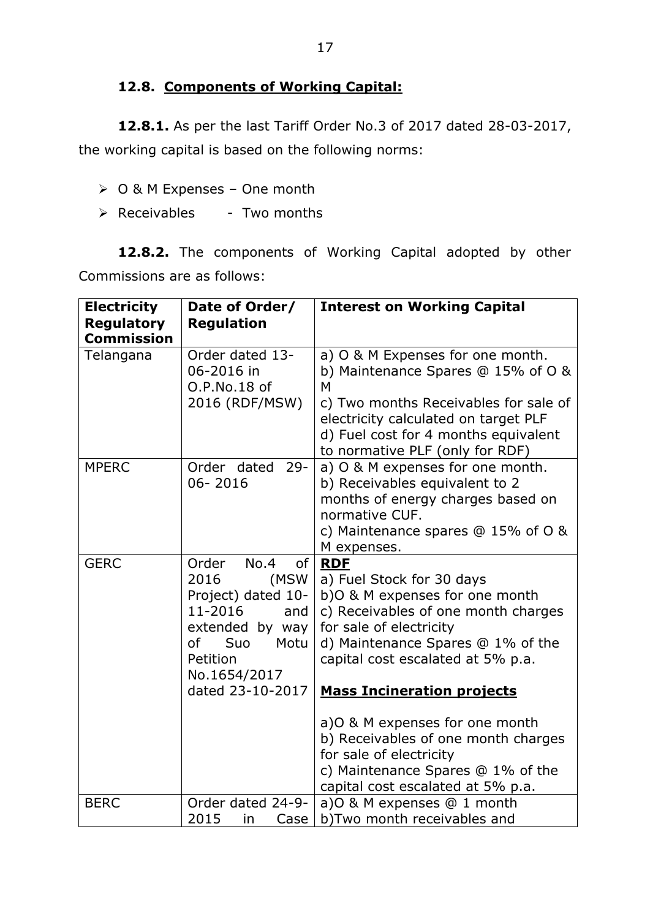### 12.8. Components of Working Capital:

**12.8.1.** As per the last Tariff Order No.3 of 2017 dated 28-03-2017, the working capital is based on the following norms:

- O & M Expenses – One month
- Receivables - Two months

**12.8.2.** The components of Working Capital adopted by other Commissions are as follows:

| Electricity Regulatory Commission | Date of Order/ Regulation | Interest on Working Capital |
|---|---|---|
| Telangana | Order dated 13-06-2016 in O.P.No.18 of 2016 (RDF/MSW) | a) O & M Expenses for one month.<br>b) Maintenance Spares @ 15% of O & M<br>c) Two months Receivables for sale of electricity calculated on target PLF<br>d) Fuel cost for 4 months equivalent to normative PLF (only for RDF) |
| MPERC | Order dated 29-06- 2016 | a) O & M expenses for one month.<br>b) Receivables equivalent to 2 months of energy charges based on normative CUF.<br>c) Maintenance spares @ 15% of O & M expenses. |
| GERC | Order No.4 of 2016 (MSW Project) dated 10-11-2016 and extended by way of Suo Motu Petition No.1654/2017 dated 23-10-2017 | **RDF**<br>a) Fuel Stock for 30 days<br>b)O & M expenses for one month<br>c) Receivables of one month charges for sale of electricity<br>d) Maintenance Spares @ 1% of the capital cost escalated at 5% p.a.<br><br>**Mass Incineration projects**<br><br>a)O & M expenses for one month<br>b) Receivables of one month charges for sale of electricity<br>c) Maintenance Spares @ 1% of the capital cost escalated at 5% p.a. |
| BERC | Order dated 24-9-2015 in Case | a)O & M expenses @ 1 month<br>b)Two month receivables and |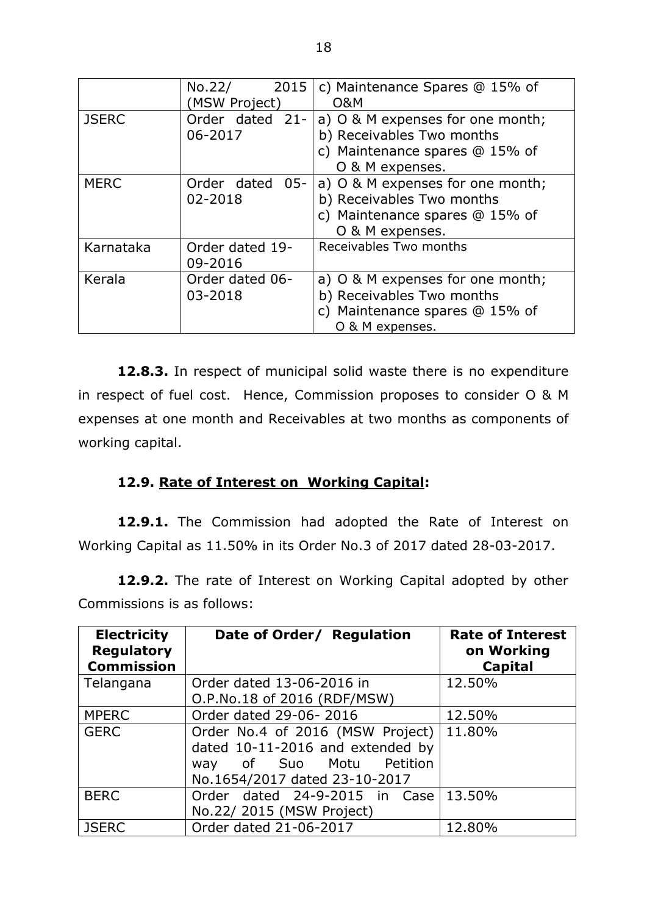| | No.22/ 2015 (MSW Project) | c) Maintenance Spares @ 15% of O&M |
|---|---|---|
| JSERC | Order dated 21-06-2017 | a) O & M expenses for one month;<br>b) Receivables Two months<br>c) Maintenance spares @ 15% of O & M expenses. |
| MERC | Order dated 05-02-2018 | a) O & M expenses for one month;<br>b) Receivables Two months<br>c) Maintenance spares @ 15% of O & M expenses. |
| Karnataka | Order dated 19-09-2016 | Receivables Two months |
| Kerala | Order dated 06-03-2018 | a) O & M expenses for one month;<br>b) Receivables Two months<br>c) Maintenance spares @ 15% of O & M expenses. |

**12.8.3.** In respect of municipal solid waste there is no expenditure in respect of fuel cost. Hence, Commission proposes to consider O & M expenses at one month and Receivables at two months as components of working capital.

**12.9. Rate of Interest on Working Capital:**

**12.9.1.** The Commission had adopted the Rate of Interest on Working Capital as 11.50% in its Order No.3 of 2017 dated 28-03-2017.

**12.9.2.** The rate of Interest on Working Capital adopted by other Commissions is as follows:

| Electricity Regulatory Commission | Date of Order/ Regulation | Rate of Interest on Working Capital |
|---|---|---|
| Telangana | Order dated 13-06-2016 in O.P.No.18 of 2016 (RDF/MSW) | 12.50% |
| MPERC | Order dated 29-06- 2016 | 12.50% |
| GERC | Order No.4 of 2016 (MSW Project) dated 10-11-2016 and extended by way of Suo Motu Petition No.1654/2017 dated 23-10-2017 | 11.80% |
| BERC | Order dated 24-9-2015 in Case No.22/ 2015 (MSW Project) | 13.50% |
| JSERC | Order dated 21-06-2017 | 12.80% |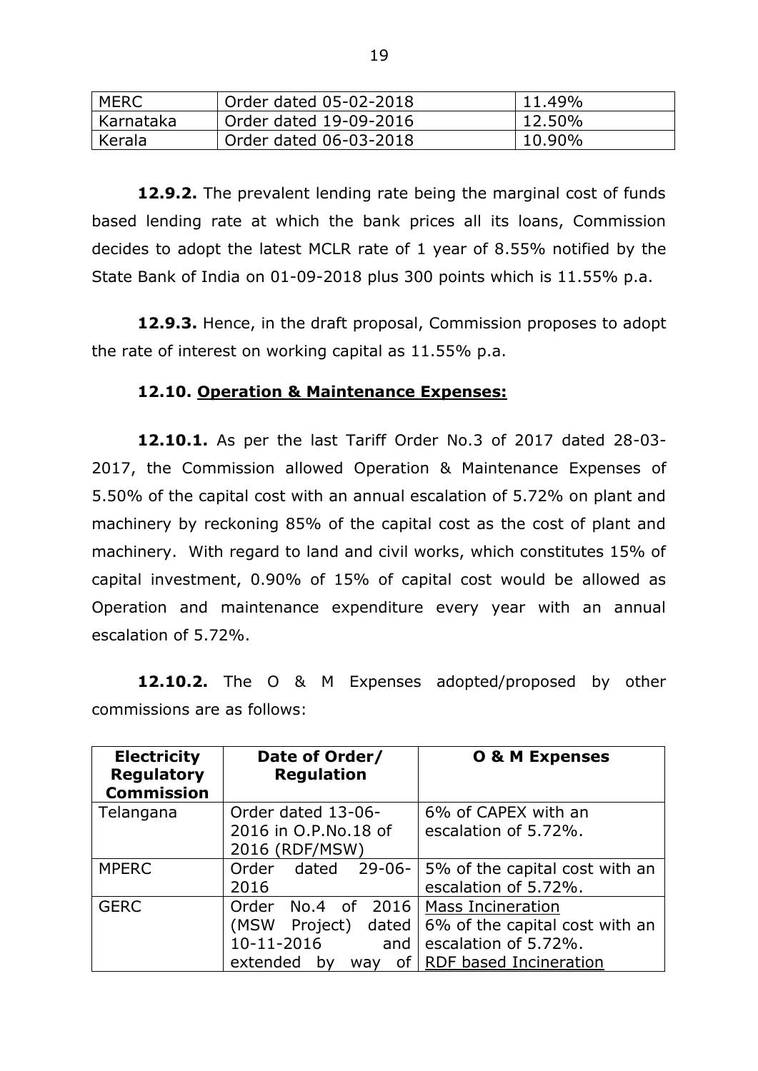| MERC | Order dated 05-02-2018 | 11.49% |
|---|---|---|
| Karnataka | Order dated 19-09-2016 | 12.50% |
| Kerala | Order dated 06-03-2018 | 10.90% |

**12.9.2.** The prevalent lending rate being the marginal cost of funds based lending rate at which the bank prices all its loans, Commission decides to adopt the latest MCLR rate of 1 year of 8.55% notified by the State Bank of India on 01-09-2018 plus 300 points which is 11.55% p.a.

**12.9.3.** Hence, in the draft proposal, Commission proposes to adopt the rate of interest on working capital as 11.55% p.a.

**12.10. Operation & Maintenance Expenses:**

**12.10.1.** As per the last Tariff Order No.3 of 2017 dated 28-03-2017, the Commission allowed Operation & Maintenance Expenses of 5.50% of the capital cost with an annual escalation of 5.72% on plant and machinery by reckoning 85% of the capital cost as the cost of plant and machinery. With regard to land and civil works, which constitutes 15% of capital investment, 0.90% of 15% of capital cost would be allowed as Operation and maintenance expenditure every year with an annual escalation of 5.72%.

**12.10.2.** The O & M Expenses adopted/proposed by other commissions are as follows:

| Electricity Regulatory Commission | Date of Order/ Regulation | O & M Expenses |
|---|---|---|
| Telangana | Order dated 13-06-2016 in O.P.No.18 of 2016 (RDF/MSW) | 6% of CAPEX with an escalation of 5.72%. |
| MPERC | Order dated 29-06-2016 | 5% of the capital cost with an escalation of 5.72%. |
| GERC | Order No.4 of 2016 (MSW Project) dated 10-11-2016 and extended by way of | Mass Incineration<br>6% of the capital cost with an escalation of 5.72%.<br>RDF based Incineration |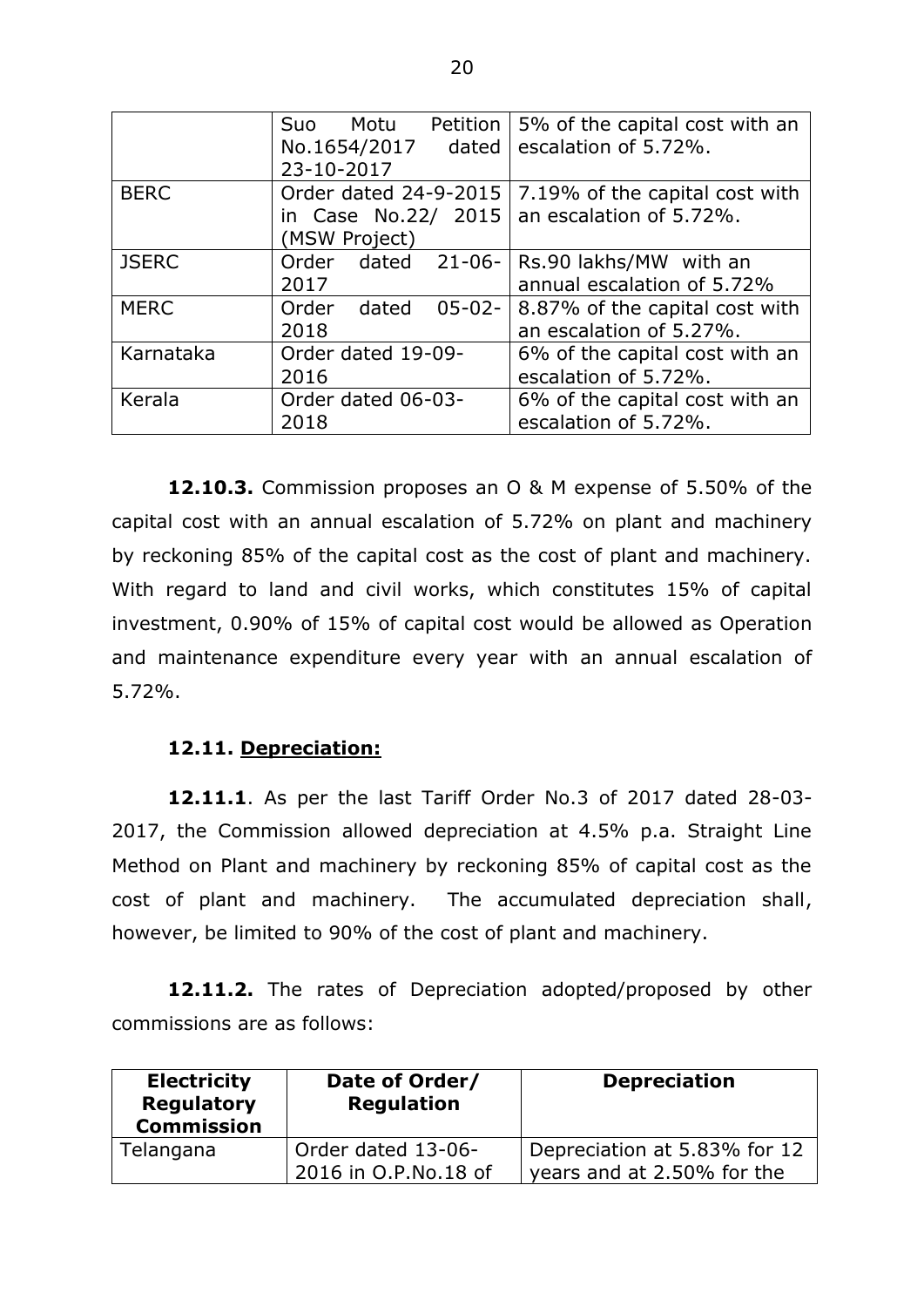| | Suo Motu Petition No.1654/2017 dated 23-10-2017 | 5% of the capital cost with an escalation of 5.72%. |
|---|---|---|
| BERC | Order dated 24-9-2015 in Case No.22/ 2015 (MSW Project) | 7.19% of the capital cost with an escalation of 5.72%. |
| JSERC | Order dated 21-06-2017 | Rs.90 lakhs/MW with an annual escalation of 5.72% |
| MERC | Order dated 05-02-2018 | 8.87% of the capital cost with an escalation of 5.27%. |
| Karnataka | Order dated 19-09-2016 | 6% of the capital cost with an escalation of 5.72%. |
| Kerala | Order dated 06-03-2018 | 6% of the capital cost with an escalation of 5.72%. |

**12.10.3.** Commission proposes an O & M expense of 5.50% of the capital cost with an annual escalation of 5.72% on plant and machinery by reckoning 85% of the capital cost as the cost of plant and machinery. With regard to land and civil works, which constitutes 15% of capital investment, 0.90% of 15% of capital cost would be allowed as Operation and maintenance expenditure every year with an annual escalation of 5.72%.

### 12.11. Depreciation:

**12.11.1**. As per the last Tariff Order No.3 of 2017 dated 28-03-2017, the Commission allowed depreciation at 4.5% p.a. Straight Line Method on Plant and machinery by reckoning 85% of capital cost as the cost of plant and machinery. The accumulated depreciation shall, however, be limited to 90% of the cost of plant and machinery.

**12.11.2.** The rates of Depreciation adopted/proposed by other commissions are as follows:

| Electricity Regulatory Commission | Date of Order/ Regulation | Depreciation |
|---|---|---|
| Telangana | Order dated 13-06-2016 in O.P.No.18 of | Depreciation at 5.83% for 12 years and at 2.50% for the |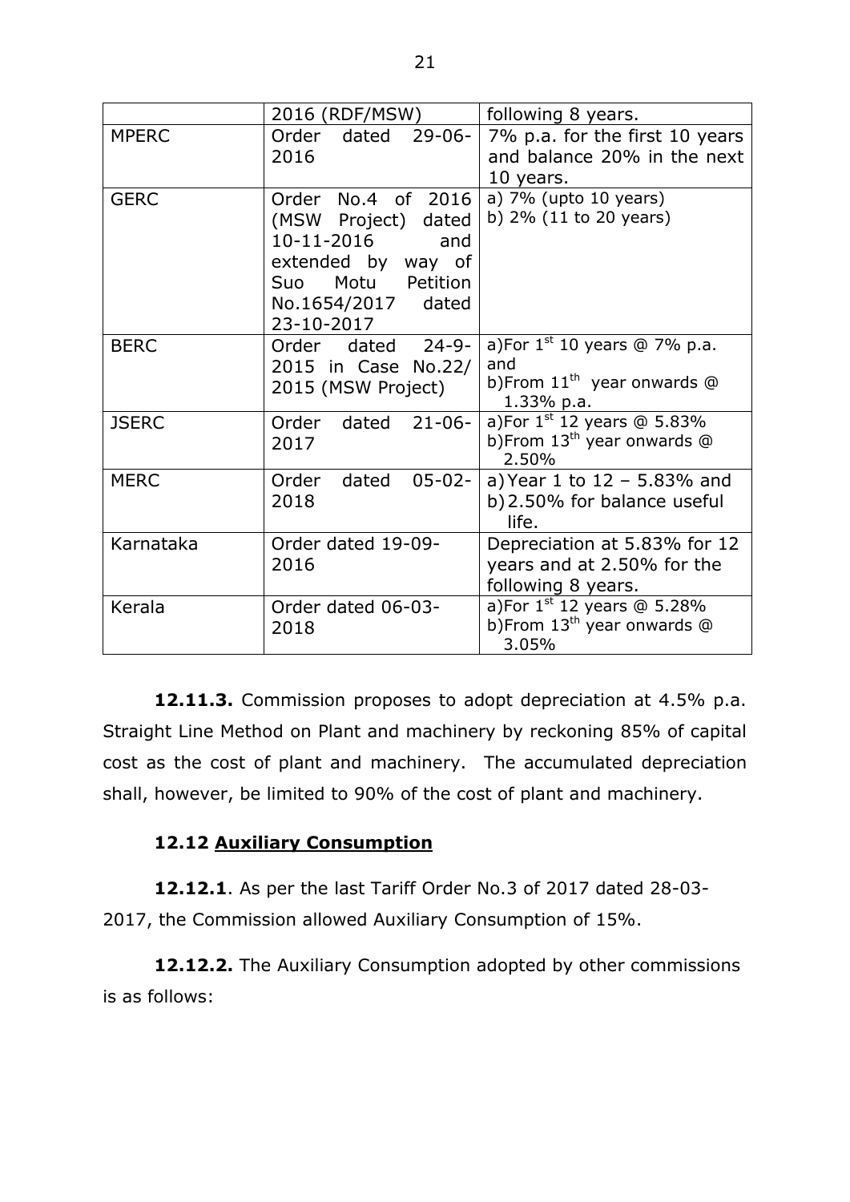| | 2016 (RDF/MSW) | following 8 years. |
|---|---|---|
| MPERC | Order dated 29-06-2016 | 7% p.a. for the first 10 years and balance 20% in the next 10 years. |
| GERC | Order No.4 of 2016 (MSW Project) dated 10-11-2016 and extended by way of Suo Motu Petition No.1654/2017 dated 23-10-2017 | a) 7% (upto 10 years)<br>b) 2% (11 to 20 years) |
| BERC | Order dated 24-9-2015 in Case No.22/2015 (MSW Project) | a)For 1st 10 years @ 7% p.a. and<br>b)From 11th year onwards @ 1.33% p.a. |
| JSERC | Order dated 21-06-2017 | a)For 1st 12 years @ 5.83%<br>b)From 13th year onwards @ 2.50% |
| MERC | Order dated 05-02-2018 | a) Year 1 to 12 – 5.83% and<br>b) 2.50% for balance useful life. |
| Karnataka | Order dated 19-09-2016 | Depreciation at 5.83% for 12 years and at 2.50% for the following 8 years. |
| Kerala | Order dated 06-03-2018 | a)For 1st 12 years @ 5.28%<br>b)From 13th year onwards @ 3.05% |

**12.11.3.** Commission proposes to adopt depreciation at 4.5% p.a. Straight Line Method on Plant and machinery by reckoning 85% of capital cost as the cost of plant and machinery. The accumulated depreciation shall, however, be limited to 90% of the cost of plant and machinery.

### 12.12 Auxiliary Consumption

**12.12.1**. As per the last Tariff Order No.3 of 2017 dated 28-03-2017, the Commission allowed Auxiliary Consumption of 15%.

**12.12.2.** The Auxiliary Consumption adopted by other commissions is as follows: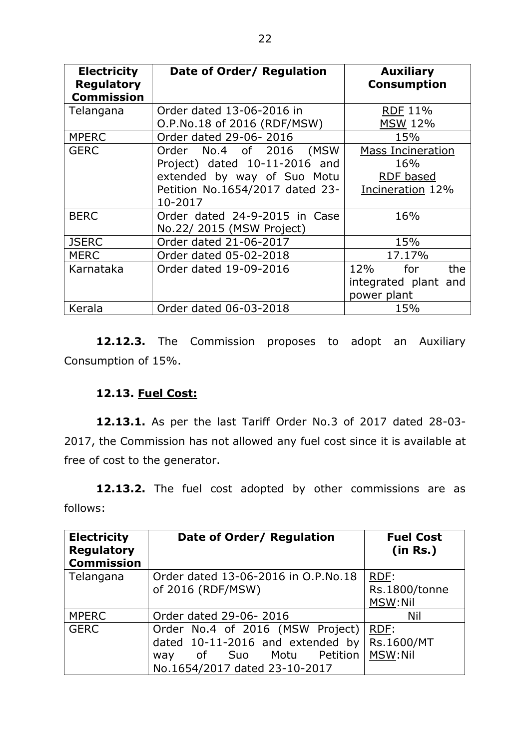| Electricity Regulatory Commission | Date of Order/ Regulation | Auxiliary Consumption |
|---|---|---|
| Telangana | Order dated 13-06-2016 in O.P.No.18 of 2016 (RDF/MSW) | RDF 11%<br>MSW 12% |
| MPERC | Order dated 29-06- 2016 | 15% |
| GERC | Order No.4 of 2016 (MSW Project) dated 10-11-2016 and extended by way of Suo Motu Petition No.1654/2017 dated 23-10-2017 | Mass Incineration 16%<br>RDF based Incineration 12% |
| BERC | Order dated 24-9-2015 in Case No.22/ 2015 (MSW Project) | 16% |
| JSERC | Order dated 21-06-2017 | 15% |
| MERC | Order dated 05-02-2018 | 17.17% |
| Karnataka | Order dated 19-09-2016 | 12% for the integrated plant and power plant |
| Kerala | Order dated 06-03-2018 | 15% |

**12.12.3.** The Commission proposes to adopt an Auxiliary Consumption of 15%.

### 12.13. Fuel Cost:

**12.13.1.** As per the last Tariff Order No.3 of 2017 dated 28-03-2017, the Commission has not allowed any fuel cost since it is available at free of cost to the generator.

**12.13.2.** The fuel cost adopted by other commissions are as follows:

| Electricity Regulatory Commission | Date of Order/ Regulation | Fuel Cost (in Rs.) |
|---|---|---|
| Telangana | Order dated 13-06-2016 in O.P.No.18 of 2016 (RDF/MSW) | RDF: Rs.1800/tonne<br>MSW:Nil |
| MPERC | Order dated 29-06- 2016 | Nil |
| GERC | Order No.4 of 2016 (MSW Project) dated 10-11-2016 and extended by way of Suo Motu Petition No.1654/2017 dated 23-10-2017 | RDF: Rs.1600/MT<br>MSW:Nil |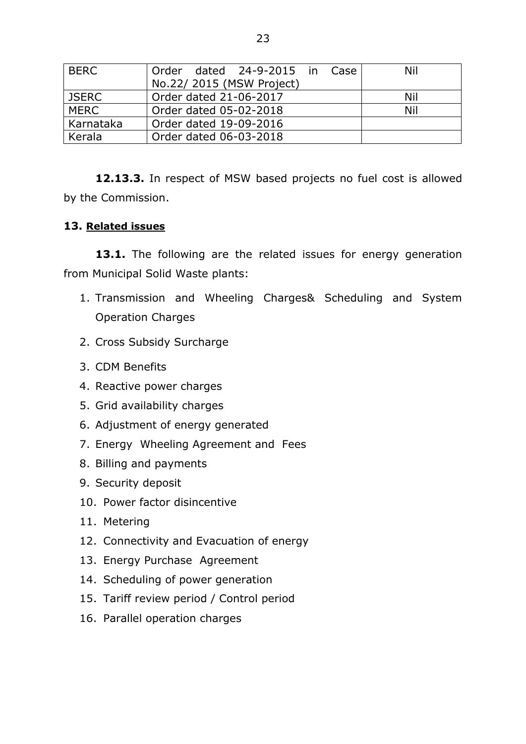| BERC | Order dated 24-9-2015 in Case No.22/ 2015 (MSW Project) | Nil |
|---|---|---|
| JSERC | Order dated 21-06-2017 | Nil |
| MERC | Order dated 05-02-2018 | Nil |
| Karnataka | Order dated 19-09-2016 | |
| Kerala | Order dated 06-03-2018 | |

**12.13.3.** In respect of MSW based projects no fuel cost is allowed by the Commission.

### 13. Related issues

**13.1.** The following are the related issues for energy generation from Municipal Solid Waste plants:

1. Transmission and Wheeling Charges& Scheduling and System Operation Charges
2. Cross Subsidy Surcharge
3. CDM Benefits
4. Reactive power charges
5. Grid availability charges
6. Adjustment of energy generated
7. Energy Wheeling Agreement and Fees
8. Billing and payments
9. Security deposit
10. Power factor disincentive
11. Metering
12. Connectivity and Evacuation of energy
13. Energy Purchase Agreement
14. Scheduling of power generation
15. Tariff review period / Control period
16. Parallel operation charges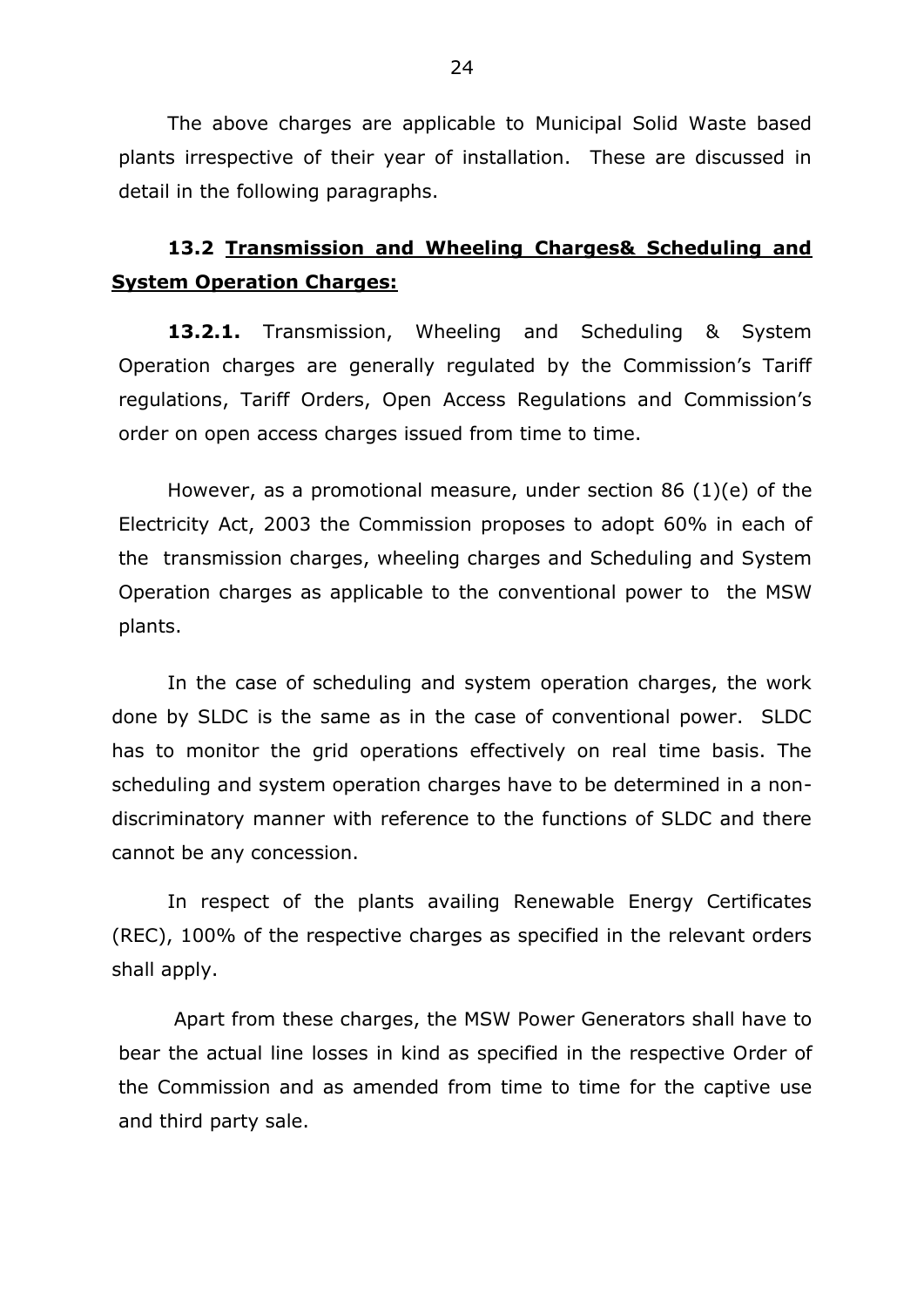The above charges are applicable to Municipal Solid Waste based plants irrespective of their year of installation. These are discussed in detail in the following paragraphs.

### 13.2 Transmission and Wheeling Charges& Scheduling and System Operation Charges:

**13.2.1.** Transmission, Wheeling and Scheduling & System Operation charges are generally regulated by the Commission's Tariff regulations, Tariff Orders, Open Access Regulations and Commission's order on open access charges issued from time to time.

However, as a promotional measure, under section 86 (1)(e) of the Electricity Act, 2003 the Commission proposes to adopt 60% in each of the transmission charges, wheeling charges and Scheduling and System Operation charges as applicable to the conventional power to the MSW plants.

In the case of scheduling and system operation charges, the work done by SLDC is the same as in the case of conventional power. SLDC has to monitor the grid operations effectively on real time basis. The scheduling and system operation charges have to be determined in a non-discriminatory manner with reference to the functions of SLDC and there cannot be any concession.

In respect of the plants availing Renewable Energy Certificates (REC), 100% of the respective charges as specified in the relevant orders shall apply.

Apart from these charges, the MSW Power Generators shall have to bear the actual line losses in kind as specified in the respective Order of the Commission and as amended from time to time for the captive use and third party sale.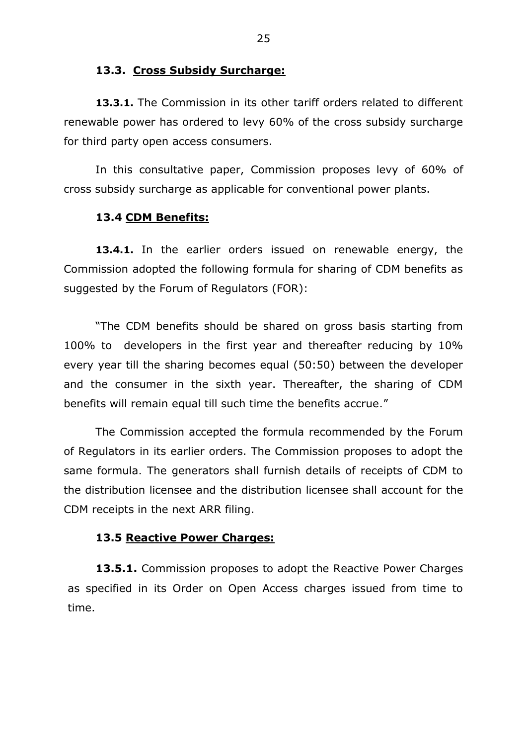### 13.3. Cross Subsidy Surcharge:

**13.3.1.** The Commission in its other tariff orders related to different renewable power has ordered to levy 60% of the cross subsidy surcharge for third party open access consumers.

In this consultative paper, Commission proposes levy of 60% of cross subsidy surcharge as applicable for conventional power plants.

### 13.4 CDM Benefits:

**13.4.1.** In the earlier orders issued on renewable energy, the Commission adopted the following formula for sharing of CDM benefits as suggested by the Forum of Regulators (FOR):

"The CDM benefits should be shared on gross basis starting from 100% to developers in the first year and thereafter reducing by 10% every year till the sharing becomes equal (50:50) between the developer and the consumer in the sixth year. Thereafter, the sharing of CDM benefits will remain equal till such time the benefits accrue."

The Commission accepted the formula recommended by the Forum of Regulators in its earlier orders. The Commission proposes to adopt the same formula. The generators shall furnish details of receipts of CDM to the distribution licensee and the distribution licensee shall account for the CDM receipts in the next ARR filing.

### 13.5 Reactive Power Charges:

**13.5.1.** Commission proposes to adopt the Reactive Power Charges as specified in its Order on Open Access charges issued from time to time.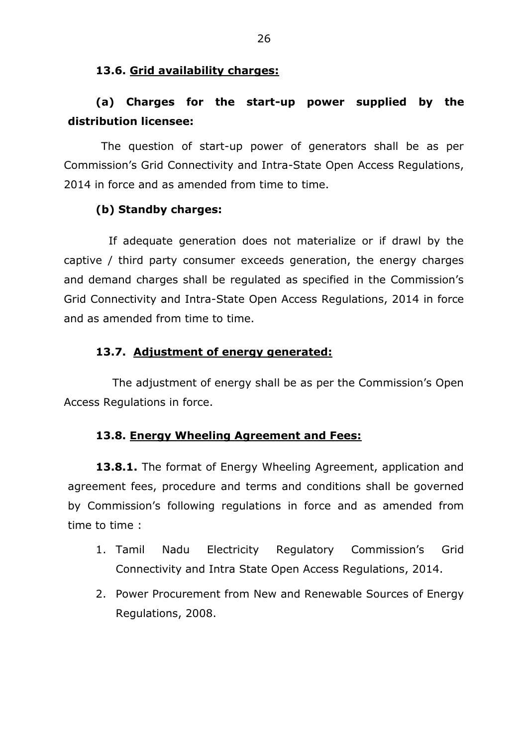### 13.6. Grid availability charges:

### (a) Charges for the start-up power supplied by the distribution licensee:

The question of start-up power of generators shall be as per Commission's Grid Connectivity and Intra-State Open Access Regulations, 2014 in force and as amended from time to time.

### (b) Standby charges:

If adequate generation does not materialize or if drawl by the captive / third party consumer exceeds generation, the energy charges and demand charges shall be regulated as specified in the Commission's Grid Connectivity and Intra-State Open Access Regulations, 2014 in force and as amended from time to time.

### 13.7. Adjustment of energy generated:

The adjustment of energy shall be as per the Commission's Open Access Regulations in force.

### 13.8. Energy Wheeling Agreement and Fees:

**13.8.1.** The format of Energy Wheeling Agreement, application and agreement fees, procedure and terms and conditions shall be governed by Commission's following regulations in force and as amended from time to time :

1. Tamil Nadu Electricity Regulatory Commission's Grid Connectivity and Intra State Open Access Regulations, 2014.
2. Power Procurement from New and Renewable Sources of Energy Regulations, 2008.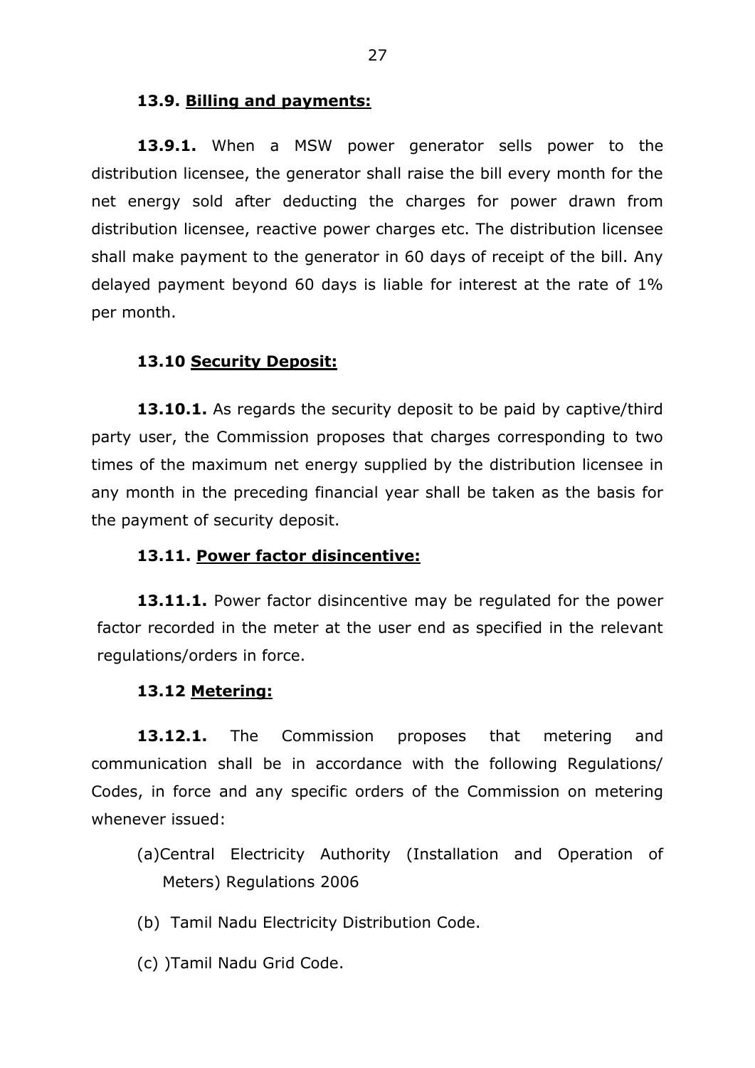### 13.9. Billing and payments:

**13.9.1.** When a MSW power generator sells power to the distribution licensee, the generator shall raise the bill every month for the net energy sold after deducting the charges for power drawn from distribution licensee, reactive power charges etc. The distribution licensee shall make payment to the generator in 60 days of receipt of the bill. Any delayed payment beyond 60 days is liable for interest at the rate of 1% per month.

### 13.10 Security Deposit:

**13.10.1.** As regards the security deposit to be paid by captive/third party user, the Commission proposes that charges corresponding to two times of the maximum net energy supplied by the distribution licensee in any month in the preceding financial year shall be taken as the basis for the payment of security deposit.

### 13.11. Power factor disincentive:

**13.11.1.** Power factor disincentive may be regulated for the power factor recorded in the meter at the user end as specified in the relevant regulations/orders in force.

### 13.12 Metering:

**13.12.1.** The Commission proposes that metering and communication shall be in accordance with the following Regulations/ Codes, in force and any specific orders of the Commission on metering whenever issued:

(a)Central Electricity Authority (Installation and Operation of Meters) Regulations 2006

(b) Tamil Nadu Electricity Distribution Code.

(c) )Tamil Nadu Grid Code.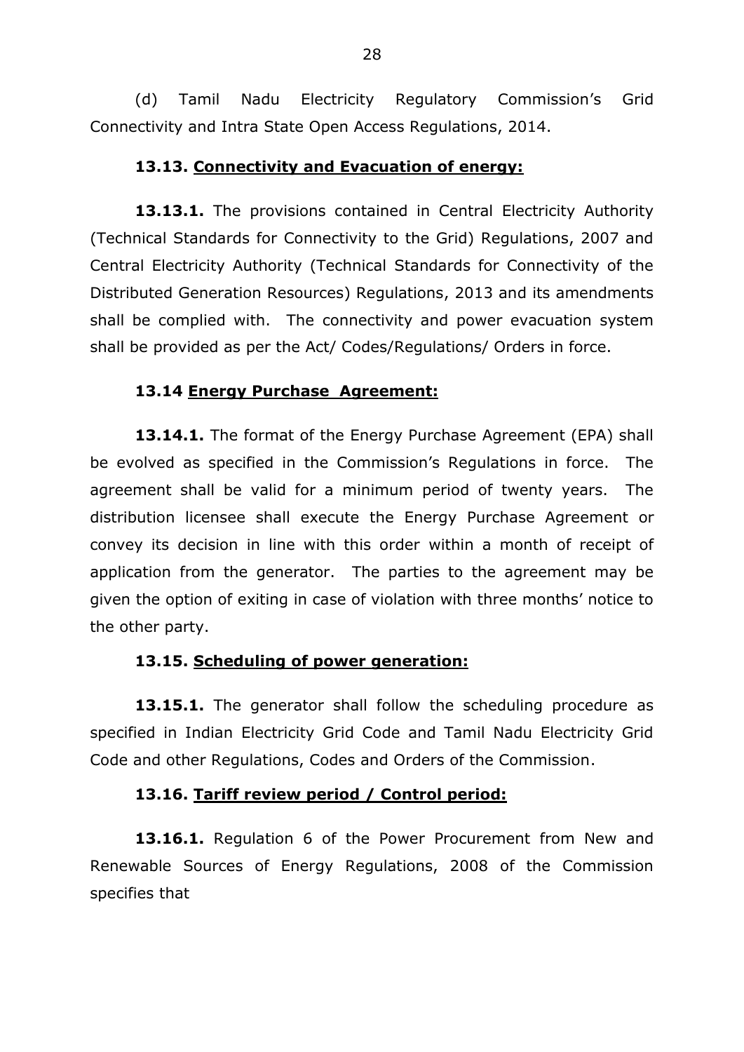(d) Tamil Nadu Electricity Regulatory Commission's Grid Connectivity and Intra State Open Access Regulations, 2014.

**13.13. Connectivity and Evacuation of energy:**

**13.13.1.** The provisions contained in Central Electricity Authority (Technical Standards for Connectivity to the Grid) Regulations, 2007 and Central Electricity Authority (Technical Standards for Connectivity of the Distributed Generation Resources) Regulations, 2013 and its amendments shall be complied with. The connectivity and power evacuation system shall be provided as per the Act/ Codes/Regulations/ Orders in force.

**13.14 Energy Purchase Agreement:**

**13.14.1.** The format of the Energy Purchase Agreement (EPA) shall be evolved as specified in the Commission's Regulations in force. The agreement shall be valid for a minimum period of twenty years. The distribution licensee shall execute the Energy Purchase Agreement or convey its decision in line with this order within a month of receipt of application from the generator. The parties to the agreement may be given the option of exiting in case of violation with three months' notice to the other party.

**13.15. Scheduling of power generation:**

**13.15.1.** The generator shall follow the scheduling procedure as specified in Indian Electricity Grid Code and Tamil Nadu Electricity Grid Code and other Regulations, Codes and Orders of the Commission.

**13.16. Tariff review period / Control period:**

**13.16.1.** Regulation 6 of the Power Procurement from New and Renewable Sources of Energy Regulations, 2008 of the Commission specifies that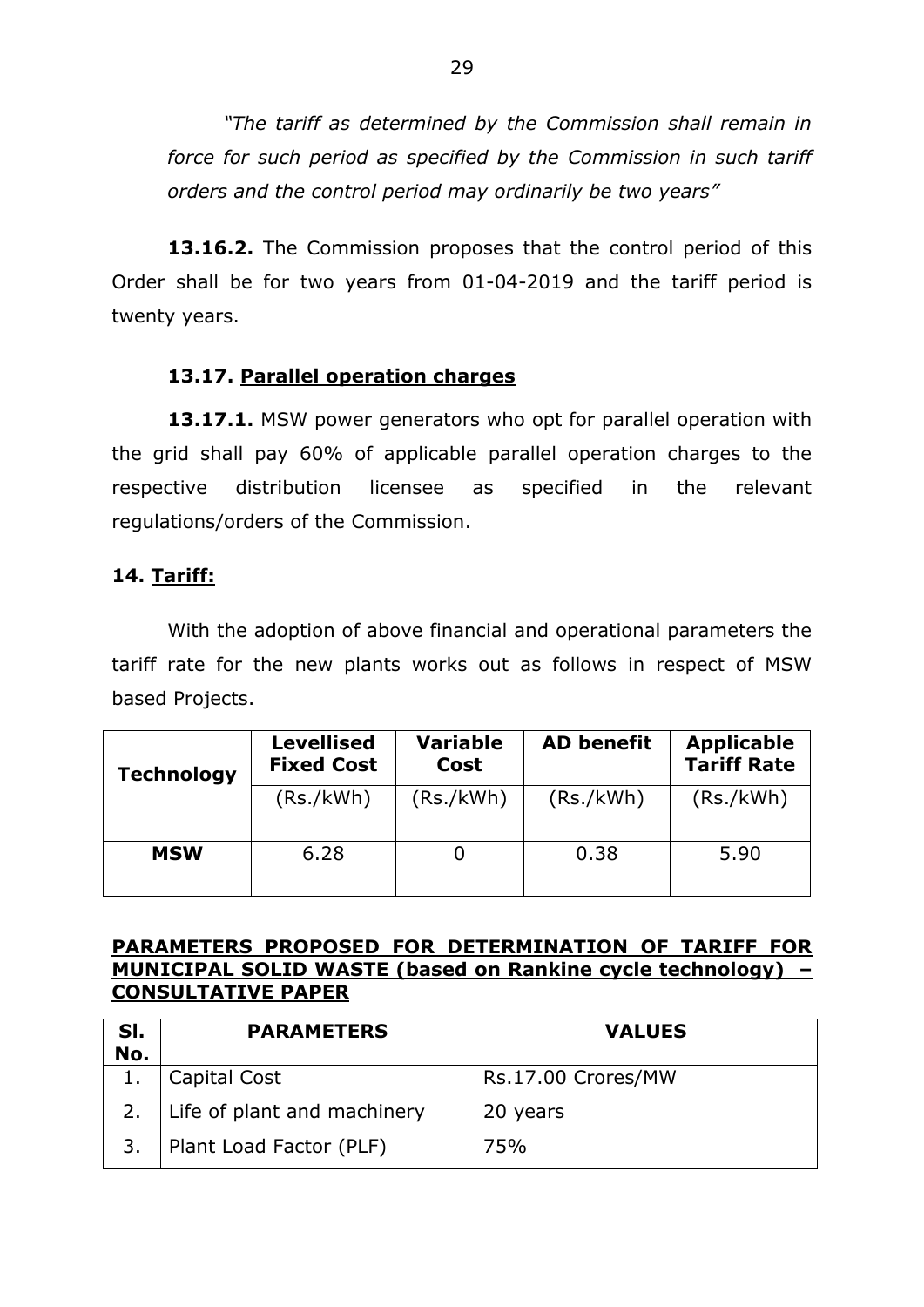*"The tariff as determined by the Commission shall remain in force for such period as specified by the Commission in such tariff orders and the control period may ordinarily be two years"*

**13.16.2.** The Commission proposes that the control period of this Order shall be for two years from 01-04-2019 and the tariff period is twenty years.

### 13.17. Parallel operation charges

**13.17.1.** MSW power generators who opt for parallel operation with the grid shall pay 60% of applicable parallel operation charges to the respective distribution licensee as specified in the relevant regulations/orders of the Commission.

## 14. Tariff:

With the adoption of above financial and operational parameters the tariff rate for the new plants works out as follows in respect of MSW based Projects.

| Technology | Levellised Fixed Cost | Variable Cost | AD benefit | Applicable Tariff Rate |
|---|---|---|---|---|
| | (Rs./kWh) | (Rs./kWh) | (Rs./kWh) | (Rs./kWh) |
| **MSW** | 6.28 | 0 | 0.38 | 5.90 |

### PARAMETERS PROPOSED FOR DETERMINATION OF TARIFF FOR MUNICIPAL SOLID WASTE (based on Rankine cycle technology) – CONSULTATIVE PAPER

| Sl. No. | PARAMETERS | VALUES |
|---|---|---|
| 1. | Capital Cost | Rs.17.00 Crores/MW |
| 2. | Life of plant and machinery | 20 years |
| 3. | Plant Load Factor (PLF) | 75% |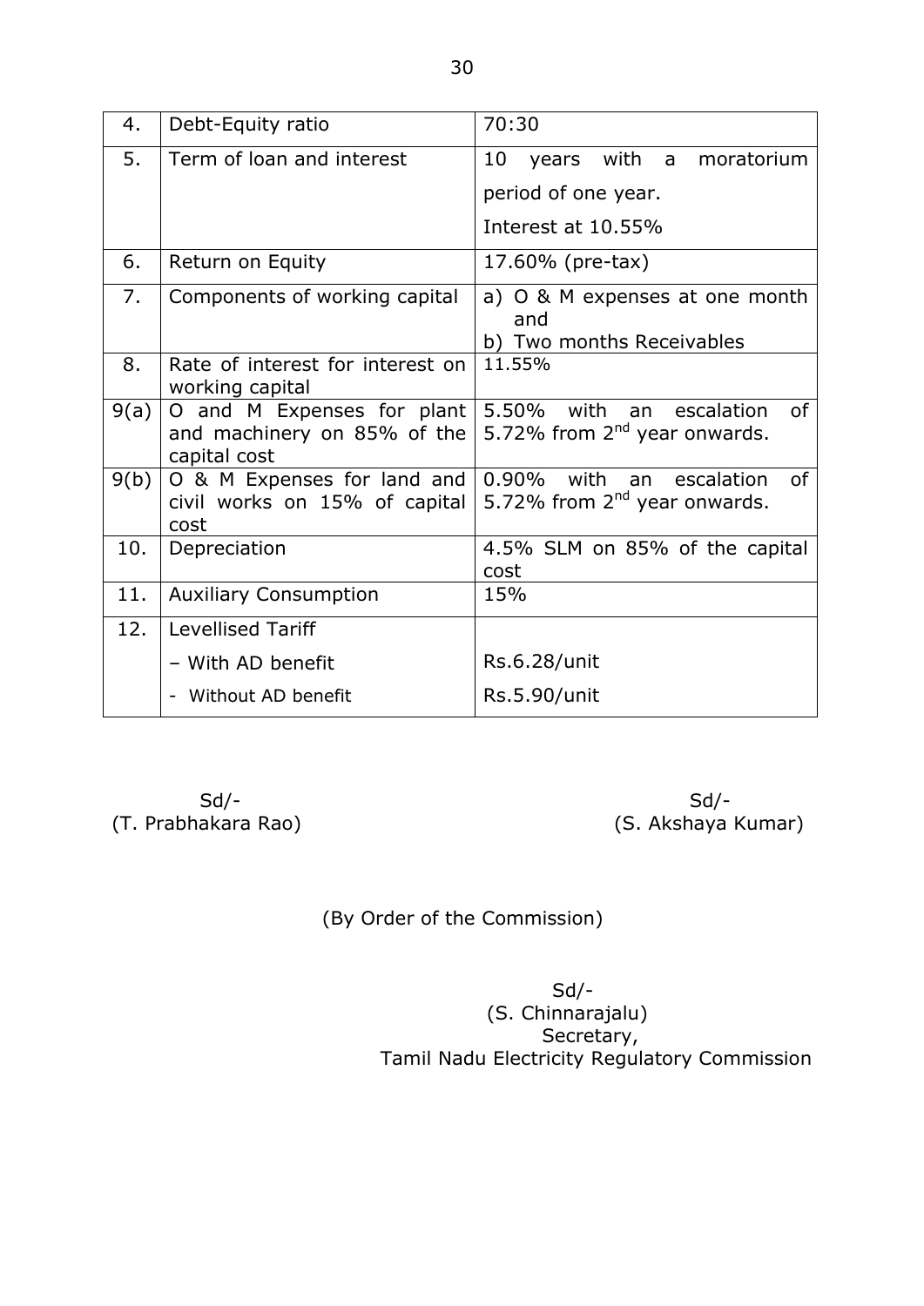| | | |
|---|---|---|
| 4. | Debt-Equity ratio | 70:30 |
| 5. | Term of loan and interest | 10 years with a moratorium period of one year.<br>Interest at 10.55% |
| 6. | Return on Equity | 17.60% (pre-tax) |
| 7. | Components of working capital | a) O & M expenses at one month and<br>b) Two months Receivables |
| 8. | Rate of interest for interest on working capital | 11.55% |
| 9(a) | O and M Expenses for plant and machinery on 85% of the capital cost | 5.50% with an escalation of 5.72% from 2nd year onwards. |
| 9(b) | O & M Expenses for land and civil works on 15% of capital cost | 0.90% with an escalation of 5.72% from 2nd year onwards. |
| 10. | Depreciation | 4.5% SLM on 85% of the capital cost |
| 11. | Auxiliary Consumption | 15% |
| 12. | Levellised Tariff<br>– With AD benefit<br>- Without AD benefit | <br>Rs.6.28/unit<br>Rs.5.90/unit |

Sd/-
(T. Prabhakara Rao)

Sd/-
(S. Akshaya Kumar)

(By Order of the Commission)

Sd/-
(S. Chinnarajalu)
Secretary,
Tamil Nadu Electricity Regulatory Commission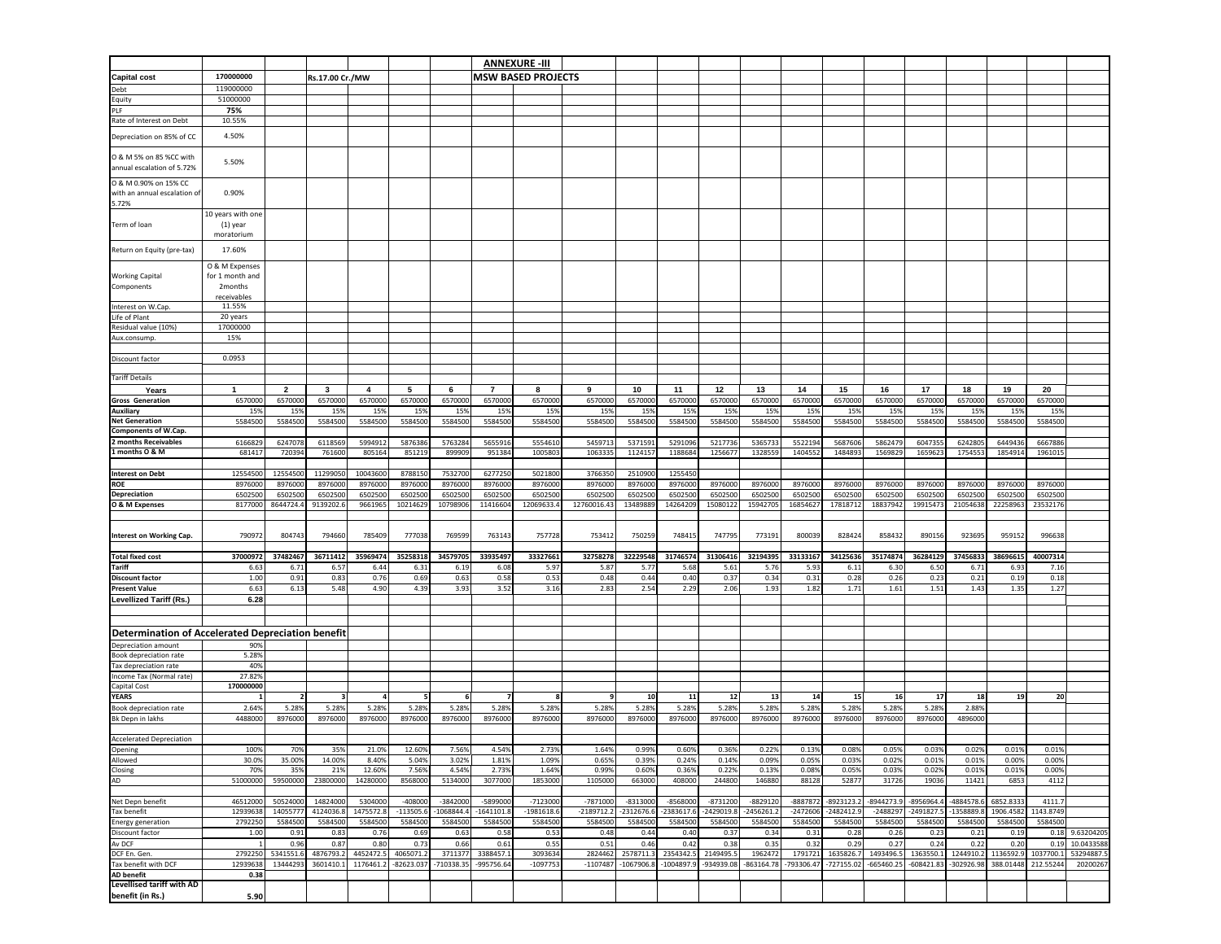## ANNEXURE -III

## MSW BASED PROJECTS

| | | | | | |
|---|---|---|---|---|---|
| **Capital cost** | **170000000** | | Rs.17.00 Cr./MW | | |
| Debt | 119000000 | | | | |
| Equity | 51000000 | | | | |
| PLF | **75%** | | | | |
| Rate of Interest on Debt | 10.55% | | | | |
| Depreciation on 85% of CC | 4.50% | | | | |
| O & M 5% on 85 %CC with annual escalation of 5.72% | 5.50% | | | | |
| O & M 0.90% on 15% CC with an annual escalation of 5.72% | 0.90% | | | | |
| Term of loan | 10 years with one (1) year moratorium | | | | |
| Return on Equity (pre-tax) | 17.60% | | | | |
| Working Capital Components | O & M Expenses for 1 month and 2months receivables | | | | |
| Interest on W.Cap. | 11.55% | | | | |
| Life of Plant | 20 years | | | | |
| Residual value (10%) | 17000000 | | | | |
| Aux.consump. | 15% | | | | |
| Discount factor | 0.0953 | | | | |
| Tariff Details | | | | | |

| Years | 1 | 2 | 3 | 4 | 5 | 6 | 7 | 8 | 9 | 10 | 11 | 12 | 13 | 14 | 15 | 16 | 17 | 18 | 19 | 20 |
|---|---|---|---|---|---|---|---|---|---|---|---|---|---|---|---|---|---|---|---|---|
| **Gross Generation** | 6570000 | 6570000 | 6570000 | 6570000 | 6570000 | 6570000 | 6570000 | 6570000 | 6570000 | 6570000 | 6570000 | 6570000 | 6570000 | 6570000 | 6570000 | 6570000 | 6570000 | 6570000 | 6570000 | 6570000 |
| **Auxiliary** | 15% | 15% | 15% | 15% | 15% | 15% | 15% | 15% | 15% | 15% | 15% | 15% | 15% | 15% | 15% | 15% | 15% | 15% | 15% | 15% |
| **Net Generation** | 5584500 | 5584500 | 5584500 | 5584500 | 5584500 | 5584500 | 5584500 | 5584500 | 5584500 | 5584500 | 5584500 | 5584500 | 5584500 | 5584500 | 5584500 | 5584500 | 5584500 | 5584500 | 5584500 | 5584500 |
| **Components of W.Cap.** | | | | | | | | | | | | | | | | | | | | |
| **2 months Receivables** | 6166829 | 6247078 | 6118569 | 5994912 | 5876386 | 5763284 | 5655916 | 5554610 | 5459713 | 5371591 | 5291096 | 5217736 | 5365733 | 5522194 | 5687606 | 5862479 | 6047355 | 6242805 | 6449436 | 6667886 |
| **1 months O & M** | 681417 | 720394 | 761600 | 805164 | 851219 | 899909 | 951384 | 1005803 | 1063335 | 1124157 | 1188684 | 1256677 | 1328559 | 1404552 | 1484893 | 1569829 | 1659623 | 1754553 | 1854914 | 1961015 |
| **Interest on Debt** | 12554500 | 12554500 | 11299050 | 10043600 | 8788150 | 7532700 | 6277250 | 5021800 | 3766350 | 2510900 | 1255450 | | | | | | | | | |
| **ROE** | 8976000 | 8976000 | 8976000 | 8976000 | 8976000 | 8976000 | 8976000 | 8976000 | 8976000 | 8976000 | 8976000 | 8976000 | 8976000 | 8976000 | 8976000 | 8976000 | 8976000 | 8976000 | 8976000 | 8976000 |
| **Depreciation** | 6502500 | 6502500 | 6502500 | 6502500 | 6502500 | 6502500 | 6502500 | 6502500 | 6502500 | 6502500 | 6502500 | 6502500 | 6502500 | 6502500 | 6502500 | 6502500 | 6502500 | 6502500 | 6502500 | 6502500 |
| **O & M Expenses** | 8177000 | 8644724.4 | 9139202.6 | 9661965 | 10214629 | 10798906 | 11416604 | 12069633.4 | 12760016.43 | 13489889 | 14264209 | 15080122 | 15942705 | 16854627 | 17818712 | 18837942 | 19915473 | 21054638 | 22258963 | 23532176 |
| **Interest on Working Cap.** | 790972 | 804743 | 794660 | 785409 | 777038 | 769599 | 763143 | 757728 | 753412 | 750259 | 748415 | 747795 | 773191 | 800039 | 828424 | 858432 | 890156 | 923695 | 959152 | 996638 |
| **Total fixed cost** | 37000972 | 37482467 | 36711412 | 35969474 | 35258318 | 34579705 | 33935497 | 33327661 | 32758278 | 32229548 | 31746574 | 31306416 | 32194395 | 33133167 | 34125636 | 35174874 | 36284129 | 37456833 | 38696615 | 40007314 |
| **Tariff** | 6.63 | 6.71 | 6.57 | 6.44 | 6.31 | 6.19 | 6.08 | 5.97 | 5.87 | 5.77 | 5.68 | 5.61 | 5.76 | 5.93 | 6.11 | 6.30 | 6.50 | 6.71 | 6.93 | 7.16 |
| **Discount factor** | 1.00 | 0.91 | 0.83 | 0.76 | 0.69 | 0.63 | 0.58 | 0.53 | 0.48 | 0.44 | 0.40 | 0.37 | 0.34 | 0.31 | 0.28 | 0.26 | 0.23 | 0.21 | 0.19 | 0.18 |
| **Present Value** | 6.63 | 6.13 | 5.48 | 4.90 | 4.39 | 3.93 | 3.52 | 3.16 | 2.83 | 2.54 | 2.29 | 2.06 | 1.93 | 1.82 | 1.71 | 1.61 | 1.51 | 1.43 | 1.35 | 1.27 |
| **Levellized Tariff (Rs.)** | **6.28** | | | | | | | | | | | | | | | | | | | |

## Determination of Accelerated Depreciation benefit

| | |
|---|---|
| Depreciation amount | 90% |
| Book depreciation rate | 5.28% |
| Tax depreciation rate | 40% |
| Income Tax (Normal rate) | 27.82% |
| Capital Cost | **170000000** |

| **YEARS** | 1 | 2 | 3 | 4 | 5 | 6 | 7 | 8 | 9 | 10 | 11 | 12 | 13 | 14 | 15 | 16 | 17 | 18 | 19 | 20 | |
|---|---|---|---|---|---|---|---|---|---|---|---|---|---|---|---|---|---|---|---|---|---|
| Book depreciation rate | 2.64% | 5.28% | 5.28% | 5.28% | 5.28% | 5.28% | 5.28% | 5.28% | 5.28% | 5.28% | 5.28% | 5.28% | 5.28% | 5.28% | 5.28% | 5.28% | 5.28% | 2.88% | | | |
| Bk Depn in lakhs | 4488000 | 8976000 | 8976000 | 8976000 | 8976000 | 8976000 | 8976000 | 8976000 | 8976000 | 8976000 | 8976000 | 8976000 | 8976000 | 8976000 | 8976000 | 8976000 | 8976000 | 4896000 | | | |
| Accelerated Depreciation | | | | | | | | | | | | | | | | | | | | | |
| Opening | 100% | 70% | 35% | 21.0% | 12.60% | 7.56% | 4.54% | 2.73% | 1.64% | 0.99% | 0.60% | 0.36% | 0.22% | 0.13% | 0.08% | 0.05% | 0.03% | 0.02% | 0.01% | 0.01% | |
| Allowed | 30.0% | 35.00% | 14.00% | 8.40% | 5.04% | 3.02% | 1.81% | 1.09% | 0.65% | 0.39% | 0.24% | 0.14% | 0.09% | 0.05% | 0.03% | 0.02% | 0.01% | 0.01% | 0.00% | 0.00% | |
| Closing | 70% | 35% | 21% | 12.60% | 7.56% | 4.54% | 2.73% | 1.64% | 0.99% | 0.60% | 0.36% | 0.22% | 0.13% | 0.08% | 0.05% | 0.03% | 0.02% | 0.01% | 0.01% | 0.00% | |
| AD | 51000000 | 59500000 | 23800000 | 14280000 | 8568000 | 5134000 | 3077000 | 1853000 | 1105000 | 663000 | 408000 | 244800 | 146880 | 88128 | 52877 | 31726 | 19036 | 11421 | 6853 | 4112 | |
| Net Depn benefit | 46512000 | 50524000 | 14824000 | 5304000 | -408000 | -3842000 | -5899000 | -7123000 | -7871000 | -8313000 | -8568000 | -8731200 | -8829120 | -8887872 | -8923123.2 | -8944273.9 | -8956964.4 | -4884578.6 | 6852.8333 | 4111.7 | |
| Tax benefit | 12939638 | 14055777 | 4124036.8 | 1475572.8 | -113505.6 | -1068844.4 | -1641101.8 | -1981618.6 | -2189712.2 | -2312676.6 | -2383617.6 | -2429019.8 | -2456261.2 | -2472606 | -2482412.9 | -2488297 | -2491827.5 | -1358889.8 | 1906.4582 | 1143.8749 | |
| Energy generation | 2792250 | 5584500 | 5584500 | 5584500 | 5584500 | 5584500 | 5584500 | 5584500 | 5584500 | 5584500 | 5584500 | 5584500 | 5584500 | 5584500 | 5584500 | 5584500 | 5584500 | 5584500 | 5584500 | 5584500 | |
| Discount factor | 1.00 | 0.91 | 0.83 | 0.76 | 0.69 | 0.63 | 0.58 | 0.53 | 0.48 | 0.44 | 0.40 | 0.37 | 0.34 | 0.31 | 0.28 | 0.26 | 0.23 | 0.21 | 0.19 | 0.18 | 9.63204205 |
| Av DCF | 1 | 0.96 | 0.87 | 0.80 | 0.73 | 0.66 | 0.61 | 0.55 | 0.51 | 0.46 | 0.42 | 0.38 | 0.35 | 0.32 | 0.29 | 0.27 | 0.24 | 0.22 | 0.20 | 0.19 | 10.0433588 |
| DCF En. Gen. | 2792250 | 5341551.6 | 4876793.2 | 4452472.5 | 4065071.2 | 3711377 | 3388457.1 | 3093634 | 2824462 | 2578711.3 | 2354342.5 | 2149495.5 | 1962472 | 1791721 | 1635826.7 | 1493496.5 | 1363550.1 | 1244910.2 | 1136592.9 | 1037700.1 | 53294887.5 |
| Tax benefit with DCF | 12939638 | 13444293 | 3601410.1 | 1176461.2 | -82623.037 | -710338.35 | -995756.64 | -1097753 | -1107487 | -1067906.8 | -1004897.9 | -934939.08 | -863164.78 | -793306.47 | -727155.02 | -665460.25 | -608421.83 | -302926.98 | 388.01448 | 212.55244 | 20200267 |
| **AD benefit** | **0.38** | | | | | | | | | | | | | | | | | | | | |
| **Levellised tariff with AD benefit (in Rs.)** | **5.90** | | | | | | | | | | | | | | | | | | | | |